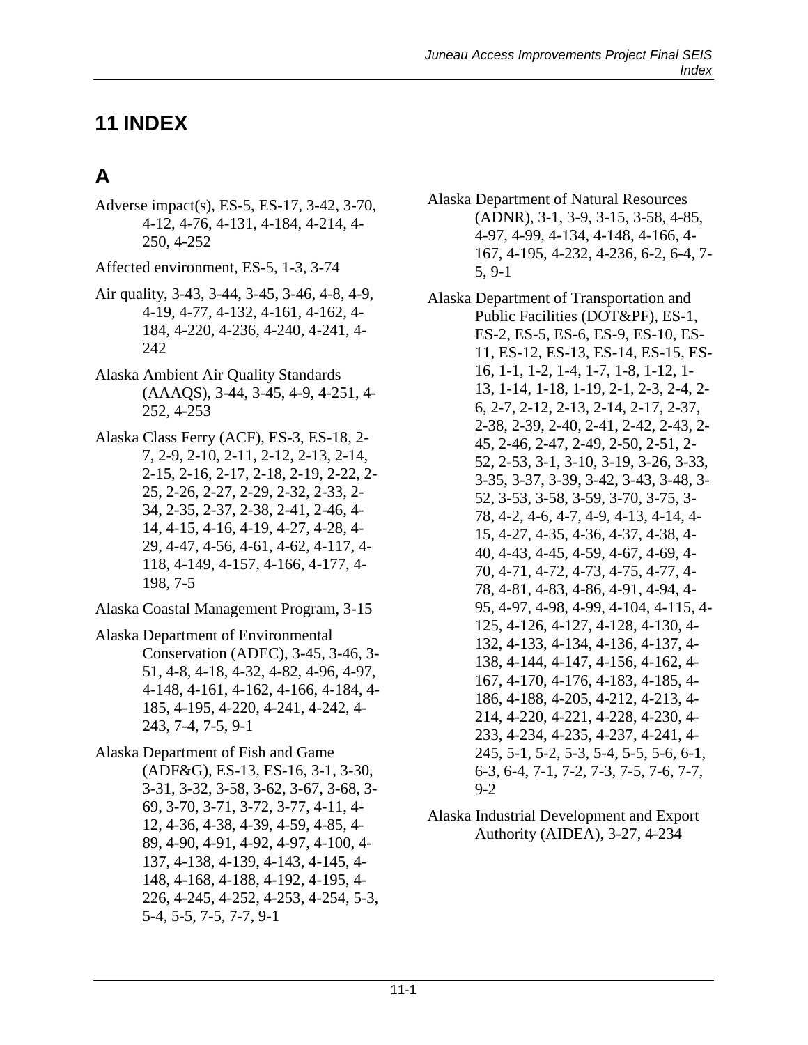# 11 INDEX

## A

Adverse impact(s), ES-5, ES-17, 3-42, 3-70, 4-12, 4-76, 4-131, 4-184, 4-214, 4-250, 4-252

Affected environment, ES-5, 1-3, 3-74

Air quality, 3-43, 3-44, 3-45, 3-46, 4-8, 4-9, 4-19, 4-77, 4-132, 4-161, 4-162, 4-184, 4-220, 4-236, 4-240, 4-241, 4-242

Alaska Ambient Air Quality Standards (AAAQS), 3-44, 3-45, 4-9, 4-251, 4-252, 4-253

Alaska Class Ferry (ACF), ES-3, ES-18, 2-7, 2-9, 2-10, 2-11, 2-12, 2-13, 2-14, 2-15, 2-16, 2-17, 2-18, 2-19, 2-22, 2-25, 2-26, 2-27, 2-29, 2-32, 2-33, 2-34, 2-35, 2-37, 2-38, 2-41, 2-46, 4-14, 4-15, 4-16, 4-19, 4-27, 4-28, 4-29, 4-47, 4-56, 4-61, 4-62, 4-117, 4-118, 4-149, 4-157, 4-166, 4-177, 4-198, 7-5

Alaska Coastal Management Program, 3-15

Alaska Department of Environmental Conservation (ADEC), 3-45, 3-46, 3-51, 4-8, 4-18, 4-32, 4-82, 4-96, 4-97, 4-148, 4-161, 4-162, 4-166, 4-184, 4-185, 4-195, 4-220, 4-241, 4-242, 4-243, 7-4, 7-5, 9-1

Alaska Department of Fish and Game (ADF&G), ES-13, ES-16, 3-1, 3-30, 3-31, 3-32, 3-58, 3-62, 3-67, 3-68, 3-69, 3-70, 3-71, 3-72, 3-77, 4-11, 4-12, 4-36, 4-38, 4-39, 4-59, 4-85, 4-89, 4-90, 4-91, 4-92, 4-97, 4-100, 4-137, 4-138, 4-139, 4-143, 4-145, 4-148, 4-168, 4-188, 4-192, 4-195, 4-226, 4-245, 4-252, 4-253, 4-254, 5-3, 5-4, 5-5, 7-5, 7-7, 9-1

Alaska Department of Natural Resources (ADNR), 3-1, 3-9, 3-15, 3-58, 4-85, 4-97, 4-99, 4-134, 4-148, 4-166, 4-167, 4-195, 4-232, 4-236, 6-2, 6-4, 7-5, 9-1

Alaska Department of Transportation and Public Facilities (DOT&PF), ES-1, ES-2, ES-5, ES-6, ES-9, ES-10, ES-11, ES-12, ES-13, ES-14, ES-15, ES-16, 1-1, 1-2, 1-4, 1-7, 1-8, 1-12, 1-13, 1-14, 1-18, 1-19, 2-1, 2-3, 2-4, 2-6, 2-7, 2-12, 2-13, 2-14, 2-17, 2-37, 2-38, 2-39, 2-40, 2-41, 2-42, 2-43, 2-45, 2-46, 2-47, 2-49, 2-50, 2-51, 2-52, 2-53, 3-1, 3-10, 3-19, 3-26, 3-33, 3-35, 3-37, 3-39, 3-42, 3-43, 3-48, 3-52, 3-53, 3-58, 3-59, 3-70, 3-75, 3-78, 4-2, 4-6, 4-7, 4-9, 4-13, 4-14, 4-15, 4-27, 4-35, 4-36, 4-37, 4-38, 4-40, 4-43, 4-45, 4-59, 4-67, 4-69, 4-70, 4-71, 4-72, 4-73, 4-75, 4-77, 4-78, 4-81, 4-83, 4-86, 4-91, 4-94, 4-95, 4-97, 4-98, 4-99, 4-104, 4-115, 4-125, 4-126, 4-127, 4-128, 4-130, 4-132, 4-133, 4-134, 4-136, 4-137, 4-138, 4-144, 4-147, 4-156, 4-162, 4-167, 4-170, 4-176, 4-183, 4-185, 4-186, 4-188, 4-205, 4-212, 4-213, 4-214, 4-220, 4-221, 4-228, 4-230, 4-233, 4-234, 4-235, 4-237, 4-241, 4-245, 5-1, 5-2, 5-3, 5-4, 5-5, 5-6, 6-1, 6-3, 6-4, 7-1, 7-2, 7-3, 7-5, 7-6, 7-7, 9-2

Alaska Industrial Development and Export Authority (AIDEA), 3-27, 4-234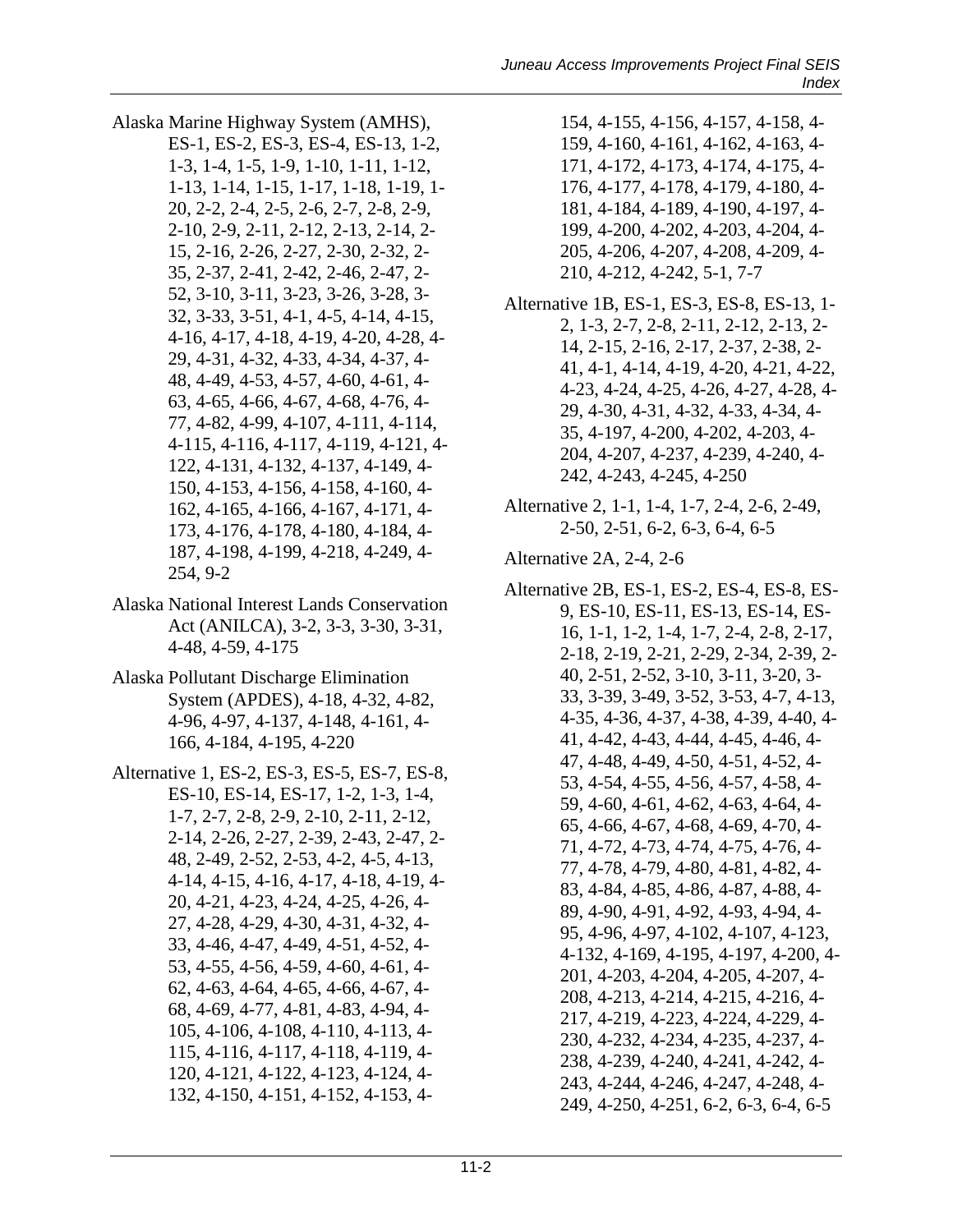Alaska Marine Highway System (AMHS), ES-1, ES-2, ES-3, ES-4, ES-13, 1-2, 1-3, 1-4, 1-5, 1-9, 1-10, 1-11, 1-12, 1-13, 1-14, 1-15, 1-17, 1-18, 1-19, 1-20, 2-2, 2-4, 2-5, 2-6, 2-7, 2-8, 2-9, 2-10, 2-9, 2-11, 2-12, 2-13, 2-14, 2-15, 2-16, 2-26, 2-27, 2-30, 2-32, 2-35, 2-37, 2-41, 2-42, 2-46, 2-47, 2-52, 3-10, 3-11, 3-23, 3-26, 3-28, 3-32, 3-33, 3-51, 4-1, 4-5, 4-14, 4-15, 4-16, 4-17, 4-18, 4-19, 4-20, 4-28, 4-29, 4-31, 4-32, 4-33, 4-34, 4-37, 4-48, 4-49, 4-53, 4-57, 4-60, 4-61, 4-63, 4-65, 4-66, 4-67, 4-68, 4-76, 4-77, 4-82, 4-99, 4-107, 4-111, 4-114, 4-115, 4-116, 4-117, 4-119, 4-121, 4-122, 4-131, 4-132, 4-137, 4-149, 4-150, 4-153, 4-156, 4-158, 4-160, 4-162, 4-165, 4-166, 4-167, 4-171, 4-173, 4-176, 4-178, 4-180, 4-184, 4-187, 4-198, 4-199, 4-218, 4-249, 4-254, 9-2

Alaska National Interest Lands Conservation Act (ANILCA), 3-2, 3-3, 3-30, 3-31, 4-48, 4-59, 4-175

Alaska Pollutant Discharge Elimination System (APDES), 4-18, 4-32, 4-82, 4-96, 4-97, 4-137, 4-148, 4-161, 4-166, 4-184, 4-195, 4-220

Alternative 1, ES-2, ES-3, ES-5, ES-7, ES-8, ES-10, ES-14, ES-17, 1-2, 1-3, 1-4, 1-7, 2-7, 2-8, 2-9, 2-10, 2-11, 2-12, 2-14, 2-26, 2-27, 2-39, 2-43, 2-47, 2-48, 2-49, 2-52, 2-53, 4-2, 4-5, 4-13, 4-14, 4-15, 4-16, 4-17, 4-18, 4-19, 4-20, 4-21, 4-23, 4-24, 4-25, 4-26, 4-27, 4-28, 4-29, 4-30, 4-31, 4-32, 4-33, 4-46, 4-47, 4-49, 4-51, 4-52, 4-53, 4-55, 4-56, 4-59, 4-60, 4-61, 4-62, 4-63, 4-64, 4-65, 4-66, 4-67, 4-68, 4-69, 4-77, 4-81, 4-83, 4-94, 4-105, 4-106, 4-108, 4-110, 4-113, 4-115, 4-116, 4-117, 4-118, 4-119, 4-120, 4-121, 4-122, 4-123, 4-124, 4-132, 4-150, 4-151, 4-152, 4-153, 4-154, 4-155, 4-156, 4-157, 4-158, 4-159, 4-160, 4-161, 4-162, 4-163, 4-171, 4-172, 4-173, 4-174, 4-175, 4-176, 4-177, 4-178, 4-179, 4-180, 4-181, 4-184, 4-189, 4-190, 4-197, 4-199, 4-200, 4-202, 4-203, 4-204, 4-205, 4-206, 4-207, 4-208, 4-209, 4-210, 4-212, 4-242, 5-1, 7-7

Alternative 1B, ES-1, ES-3, ES-8, ES-13, 1-2, 1-3, 2-7, 2-8, 2-11, 2-12, 2-13, 2-14, 2-15, 2-16, 2-17, 2-37, 2-38, 2-41, 4-1, 4-14, 4-19, 4-20, 4-21, 4-22, 4-23, 4-24, 4-25, 4-26, 4-27, 4-28, 4-29, 4-30, 4-31, 4-32, 4-33, 4-34, 4-35, 4-197, 4-200, 4-202, 4-203, 4-204, 4-207, 4-237, 4-239, 4-240, 4-242, 4-243, 4-245, 4-250

Alternative 2, 1-1, 1-4, 1-7, 2-4, 2-6, 2-49, 2-50, 2-51, 6-2, 6-3, 6-4, 6-5

Alternative 2A, 2-4, 2-6

Alternative 2B, ES-1, ES-2, ES-4, ES-8, ES-9, ES-10, ES-11, ES-13, ES-14, ES-16, 1-1, 1-2, 1-4, 1-7, 2-4, 2-8, 2-17, 2-18, 2-19, 2-21, 2-29, 2-34, 2-39, 2-40, 2-51, 2-52, 3-10, 3-11, 3-20, 3-33, 3-39, 3-49, 3-52, 3-53, 4-7, 4-13, 4-35, 4-36, 4-37, 4-38, 4-39, 4-40, 4-41, 4-42, 4-43, 4-44, 4-45, 4-46, 4-47, 4-48, 4-49, 4-50, 4-51, 4-52, 4-53, 4-54, 4-55, 4-56, 4-57, 4-58, 4-59, 4-60, 4-61, 4-62, 4-63, 4-64, 4-65, 4-66, 4-67, 4-68, 4-69, 4-70, 4-71, 4-72, 4-73, 4-74, 4-75, 4-76, 4-77, 4-78, 4-79, 4-80, 4-81, 4-82, 4-83, 4-84, 4-85, 4-86, 4-87, 4-88, 4-89, 4-90, 4-91, 4-92, 4-93, 4-94, 4-95, 4-96, 4-97, 4-102, 4-107, 4-123, 4-132, 4-169, 4-195, 4-197, 4-200, 4-201, 4-203, 4-204, 4-205, 4-207, 4-208, 4-213, 4-214, 4-215, 4-216, 4-217, 4-219, 4-223, 4-224, 4-229, 4-230, 4-232, 4-234, 4-235, 4-237, 4-238, 4-239, 4-240, 4-241, 4-242, 4-243, 4-244, 4-246, 4-247, 4-248, 4-249, 4-250, 4-251, 6-2, 6-3, 6-4, 6-5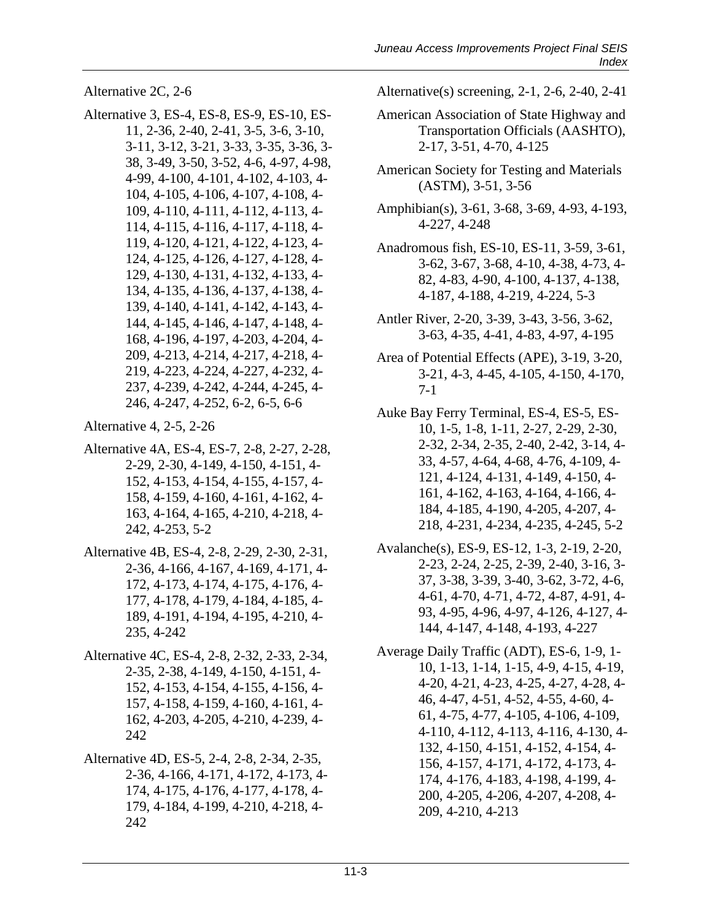Alternative 2C, 2-6

Alternative 3, ES-4, ES-8, ES-9, ES-10, ES-11, 2-36, 2-40, 2-41, 3-5, 3-6, 3-10, 3-11, 3-12, 3-21, 3-33, 3-35, 3-36, 3-38, 3-49, 3-50, 3-52, 4-6, 4-97, 4-98, 4-99, 4-100, 4-101, 4-102, 4-103, 4-104, 4-105, 4-106, 4-107, 4-108, 4-109, 4-110, 4-111, 4-112, 4-113, 4-114, 4-115, 4-116, 4-117, 4-118, 4-119, 4-120, 4-121, 4-122, 4-123, 4-124, 4-125, 4-126, 4-127, 4-128, 4-129, 4-130, 4-131, 4-132, 4-133, 4-134, 4-135, 4-136, 4-137, 4-138, 4-139, 4-140, 4-141, 4-142, 4-143, 4-144, 4-145, 4-146, 4-147, 4-148, 4-168, 4-196, 4-197, 4-203, 4-204, 4-209, 4-213, 4-214, 4-217, 4-218, 4-219, 4-223, 4-224, 4-227, 4-232, 4-237, 4-239, 4-242, 4-244, 4-245, 4-246, 4-247, 4-252, 6-2, 6-5, 6-6

Alternative 4, 2-5, 2-26

Alternative 4A, ES-4, ES-7, 2-8, 2-27, 2-28, 2-29, 2-30, 4-149, 4-150, 4-151, 4-152, 4-153, 4-154, 4-155, 4-157, 4-158, 4-159, 4-160, 4-161, 4-162, 4-163, 4-164, 4-165, 4-210, 4-218, 4-242, 4-253, 5-2

Alternative 4B, ES-4, 2-8, 2-29, 2-30, 2-31, 2-36, 4-166, 4-167, 4-169, 4-171, 4-172, 4-173, 4-174, 4-175, 4-176, 4-177, 4-178, 4-179, 4-184, 4-185, 4-189, 4-191, 4-194, 4-195, 4-210, 4-235, 4-242

Alternative 4C, ES-4, 2-8, 2-32, 2-33, 2-34, 2-35, 2-38, 4-149, 4-150, 4-151, 4-152, 4-153, 4-154, 4-155, 4-156, 4-157, 4-158, 4-159, 4-160, 4-161, 4-162, 4-203, 4-205, 4-210, 4-239, 4-242

Alternative 4D, ES-5, 2-4, 2-8, 2-34, 2-35, 2-36, 4-166, 4-171, 4-172, 4-173, 4-174, 4-175, 4-176, 4-177, 4-178, 4-179, 4-184, 4-199, 4-210, 4-218, 4-242

Alternative(s) screening, 2-1, 2-6, 2-40, 2-41

American Association of State Highway and Transportation Officials (AASHTO), 2-17, 3-51, 4-70, 4-125

American Society for Testing and Materials (ASTM), 3-51, 3-56

Amphibian(s), 3-61, 3-68, 3-69, 4-93, 4-193, 4-227, 4-248

Anadromous fish, ES-10, ES-11, 3-59, 3-61, 3-62, 3-67, 3-68, 4-10, 4-38, 4-73, 4-82, 4-83, 4-90, 4-100, 4-137, 4-138, 4-187, 4-188, 4-219, 4-224, 5-3

Antler River, 2-20, 3-39, 3-43, 3-56, 3-62, 3-63, 4-35, 4-41, 4-83, 4-97, 4-195

Area of Potential Effects (APE), 3-19, 3-20, 3-21, 4-3, 4-45, 4-105, 4-150, 4-170, 7-1

Auke Bay Ferry Terminal, ES-4, ES-5, ES-10, 1-5, 1-8, 1-11, 2-27, 2-29, 2-30, 2-32, 2-34, 2-35, 2-40, 2-42, 3-14, 4-33, 4-57, 4-64, 4-68, 4-76, 4-109, 4-121, 4-124, 4-131, 4-149, 4-150, 4-161, 4-162, 4-163, 4-164, 4-166, 4-184, 4-185, 4-190, 4-205, 4-207, 4-218, 4-231, 4-234, 4-235, 4-245, 5-2

Avalanche(s), ES-9, ES-12, 1-3, 2-19, 2-20, 2-23, 2-24, 2-25, 2-39, 2-40, 3-16, 3-37, 3-38, 3-39, 3-40, 3-62, 3-72, 4-6, 4-61, 4-70, 4-71, 4-72, 4-87, 4-91, 4-93, 4-95, 4-96, 4-97, 4-126, 4-127, 4-144, 4-147, 4-148, 4-193, 4-227

Average Daily Traffic (ADT), ES-6, 1-9, 1-10, 1-13, 1-14, 1-15, 4-9, 4-15, 4-19, 4-20, 4-21, 4-23, 4-25, 4-27, 4-28, 4-46, 4-47, 4-51, 4-52, 4-55, 4-60, 4-61, 4-75, 4-77, 4-105, 4-106, 4-109, 4-110, 4-112, 4-113, 4-116, 4-130, 4-132, 4-150, 4-151, 4-152, 4-154, 4-156, 4-157, 4-171, 4-172, 4-173, 4-174, 4-176, 4-183, 4-198, 4-199, 4-200, 4-205, 4-206, 4-207, 4-208, 4-209, 4-210, 4-213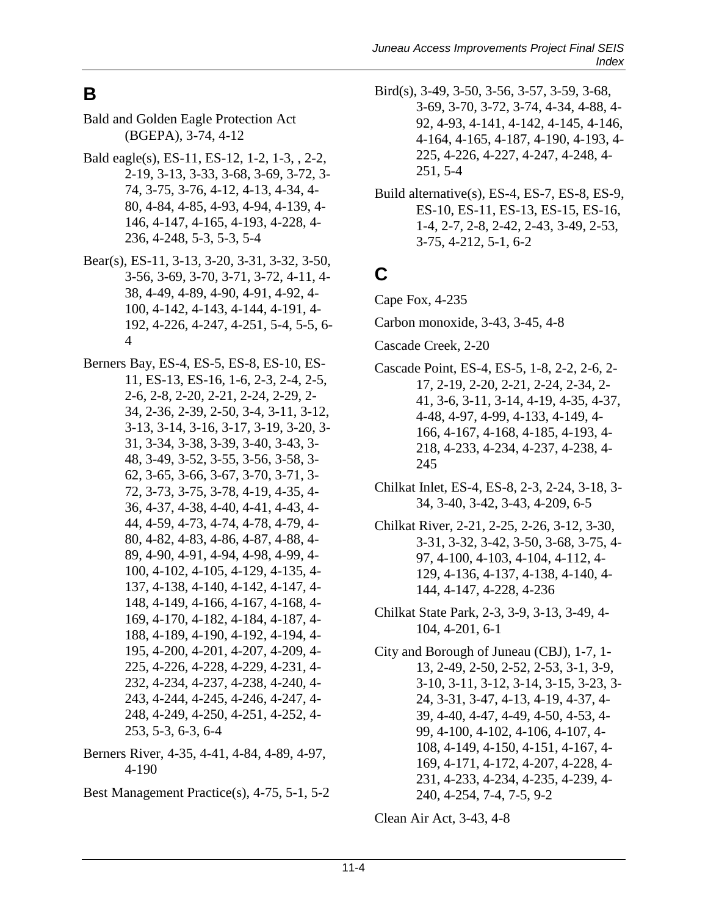# B

Bald and Golden Eagle Protection Act (BGEPA), 3-74, 4-12

Bald eagle(s), ES-11, ES-12, 1-2, 1-3, , 2-2, 2-19, 3-13, 3-33, 3-68, 3-69, 3-72, 3-74, 3-75, 3-76, 4-12, 4-13, 4-34, 4-80, 4-84, 4-85, 4-93, 4-94, 4-139, 4-146, 4-147, 4-165, 4-193, 4-228, 4-236, 4-248, 5-3, 5-3, 5-4

Bear(s), ES-11, 3-13, 3-20, 3-31, 3-32, 3-50, 3-56, 3-69, 3-70, 3-71, 3-72, 4-11, 4-38, 4-49, 4-89, 4-90, 4-91, 4-92, 4-100, 4-142, 4-143, 4-144, 4-191, 4-192, 4-226, 4-247, 4-251, 5-4, 5-5, 6-4

Berners Bay, ES-4, ES-5, ES-8, ES-10, ES-11, ES-13, ES-16, 1-6, 2-3, 2-4, 2-5, 2-6, 2-8, 2-20, 2-21, 2-24, 2-29, 2-34, 2-36, 2-39, 2-50, 3-4, 3-11, 3-12, 3-13, 3-14, 3-16, 3-17, 3-19, 3-20, 3-31, 3-34, 3-38, 3-39, 3-40, 3-43, 3-48, 3-49, 3-52, 3-55, 3-56, 3-58, 3-62, 3-65, 3-66, 3-67, 3-70, 3-71, 3-72, 3-73, 3-75, 3-78, 4-19, 4-35, 4-36, 4-37, 4-38, 4-40, 4-41, 4-43, 4-44, 4-59, 4-73, 4-74, 4-78, 4-79, 4-80, 4-82, 4-83, 4-86, 4-87, 4-88, 4-89, 4-90, 4-91, 4-94, 4-98, 4-99, 4-100, 4-102, 4-105, 4-129, 4-135, 4-137, 4-138, 4-140, 4-142, 4-147, 4-148, 4-149, 4-166, 4-167, 4-168, 4-169, 4-170, 4-182, 4-184, 4-187, 4-188, 4-189, 4-190, 4-192, 4-194, 4-195, 4-200, 4-201, 4-207, 4-209, 4-225, 4-226, 4-228, 4-229, 4-231, 4-232, 4-234, 4-237, 4-238, 4-240, 4-243, 4-244, 4-245, 4-246, 4-247, 4-248, 4-249, 4-250, 4-251, 4-252, 4-253, 5-3, 6-3, 6-4

Berners River, 4-35, 4-41, 4-84, 4-89, 4-97, 4-190

Best Management Practice(s), 4-75, 5-1, 5-2

Bird(s), 3-49, 3-50, 3-56, 3-57, 3-59, 3-68, 3-69, 3-70, 3-72, 3-74, 4-34, 4-88, 4-92, 4-93, 4-141, 4-142, 4-145, 4-146, 4-164, 4-165, 4-187, 4-190, 4-193, 4-225, 4-226, 4-227, 4-247, 4-248, 4-251, 5-4

Build alternative(s), ES-4, ES-7, ES-8, ES-9, ES-10, ES-11, ES-13, ES-15, ES-16, 1-4, 2-7, 2-8, 2-42, 2-43, 3-49, 2-53, 3-75, 4-212, 5-1, 6-2

# C

Cape Fox, 4-235

Carbon monoxide, 3-43, 3-45, 4-8

Cascade Creek, 2-20

Cascade Point, ES-4, ES-5, 1-8, 2-2, 2-6, 2-17, 2-19, 2-20, 2-21, 2-24, 2-34, 2-41, 3-6, 3-11, 3-14, 4-19, 4-35, 4-37, 4-48, 4-97, 4-99, 4-133, 4-149, 4-166, 4-167, 4-168, 4-185, 4-193, 4-218, 4-233, 4-234, 4-237, 4-238, 4-245

Chilkat Inlet, ES-4, ES-8, 2-3, 2-24, 3-18, 3-34, 3-40, 3-42, 3-43, 4-209, 6-5

Chilkat River, 2-21, 2-25, 2-26, 3-12, 3-30, 3-31, 3-32, 3-42, 3-50, 3-68, 3-75, 4-97, 4-100, 4-103, 4-104, 4-112, 4-129, 4-136, 4-137, 4-138, 4-140, 4-144, 4-147, 4-228, 4-236

Chilkat State Park, 2-3, 3-9, 3-13, 3-49, 4-104, 4-201, 6-1

City and Borough of Juneau (CBJ), 1-7, 1-13, 2-49, 2-50, 2-52, 2-53, 3-1, 3-9, 3-10, 3-11, 3-12, 3-14, 3-15, 3-23, 3-24, 3-31, 3-47, 4-13, 4-19, 4-37, 4-39, 4-40, 4-47, 4-49, 4-50, 4-53, 4-99, 4-100, 4-102, 4-106, 4-107, 4-108, 4-149, 4-150, 4-151, 4-167, 4-169, 4-171, 4-172, 4-207, 4-228, 4-231, 4-233, 4-234, 4-235, 4-239, 4-240, 4-254, 7-4, 7-5, 9-2

Clean Air Act, 3-43, 4-8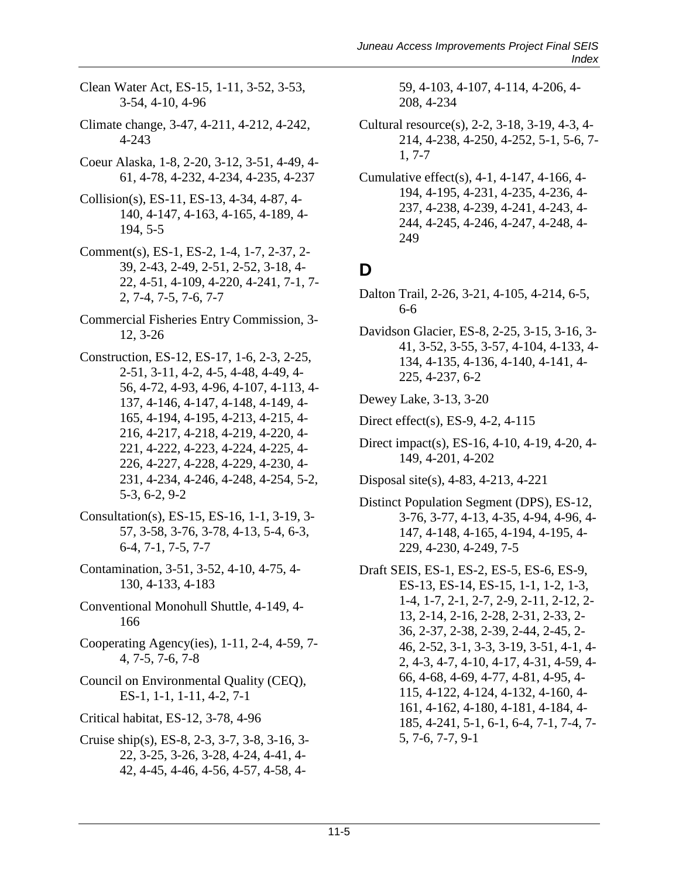Clean Water Act, ES-15, 1-11, 3-52, 3-53, 3-54, 4-10, 4-96

Climate change, 3-47, 4-211, 4-212, 4-242, 4-243

Coeur Alaska, 1-8, 2-20, 3-12, 3-51, 4-49, 4-61, 4-78, 4-232, 4-234, 4-235, 4-237

Collision(s), ES-11, ES-13, 4-34, 4-87, 4-140, 4-147, 4-163, 4-165, 4-189, 4-194, 5-5

Comment(s), ES-1, ES-2, 1-4, 1-7, 2-37, 2-39, 2-43, 2-49, 2-51, 2-52, 3-18, 4-22, 4-51, 4-109, 4-220, 4-241, 7-1, 7-2, 7-4, 7-5, 7-6, 7-7

Commercial Fisheries Entry Commission, 3-12, 3-26

Construction, ES-12, ES-17, 1-6, 2-3, 2-25, 2-51, 3-11, 4-2, 4-5, 4-48, 4-49, 4-56, 4-72, 4-93, 4-96, 4-107, 4-113, 4-137, 4-146, 4-147, 4-148, 4-149, 4-165, 4-194, 4-195, 4-213, 4-215, 4-216, 4-217, 4-218, 4-219, 4-220, 4-221, 4-222, 4-223, 4-224, 4-225, 4-226, 4-227, 4-228, 4-229, 4-230, 4-231, 4-234, 4-246, 4-248, 4-254, 5-2, 5-3, 6-2, 9-2

Consultation(s), ES-15, ES-16, 1-1, 3-19, 3-57, 3-58, 3-76, 3-78, 4-13, 5-4, 6-3, 6-4, 7-1, 7-5, 7-7

Contamination, 3-51, 3-52, 4-10, 4-75, 4-130, 4-133, 4-183

Conventional Monohull Shuttle, 4-149, 4-166

Cooperating Agency(ies), 1-11, 2-4, 4-59, 7-4, 7-5, 7-6, 7-8

Council on Environmental Quality (CEQ), ES-1, 1-1, 1-11, 4-2, 7-1

Critical habitat, ES-12, 3-78, 4-96

Cruise ship(s), ES-8, 2-3, 3-7, 3-8, 3-16, 3-22, 3-25, 3-26, 3-28, 4-24, 4-41, 4-42, 4-45, 4-46, 4-56, 4-57, 4-58, 4-59, 4-103, 4-107, 4-114, 4-206, 4-208, 4-234

Cultural resource(s), 2-2, 3-18, 3-19, 4-3, 4-214, 4-238, 4-250, 4-252, 5-1, 5-6, 7-1, 7-7

Cumulative effect(s), 4-1, 4-147, 4-166, 4-194, 4-195, 4-231, 4-235, 4-236, 4-237, 4-238, 4-239, 4-241, 4-243, 4-244, 4-245, 4-246, 4-247, 4-248, 4-249

## D

Dalton Trail, 2-26, 3-21, 4-105, 4-214, 6-5, 6-6

Davidson Glacier, ES-8, 2-25, 3-15, 3-16, 3-41, 3-52, 3-55, 3-57, 4-104, 4-133, 4-134, 4-135, 4-136, 4-140, 4-141, 4-225, 4-237, 6-2

Dewey Lake, 3-13, 3-20

Direct effect(s), ES-9, 4-2, 4-115

Direct impact(s), ES-16, 4-10, 4-19, 4-20, 4-149, 4-201, 4-202

Disposal site(s), 4-83, 4-213, 4-221

Distinct Population Segment (DPS), ES-12, 3-76, 3-77, 4-13, 4-35, 4-94, 4-96, 4-147, 4-148, 4-165, 4-194, 4-195, 4-229, 4-230, 4-249, 7-5

Draft SEIS, ES-1, ES-2, ES-5, ES-6, ES-9, ES-13, ES-14, ES-15, 1-1, 1-2, 1-3, 1-4, 1-7, 2-1, 2-7, 2-9, 2-11, 2-12, 2-13, 2-14, 2-16, 2-28, 2-31, 2-33, 2-36, 2-37, 2-38, 2-39, 2-44, 2-45, 2-46, 2-52, 3-1, 3-3, 3-19, 3-51, 4-1, 4-2, 4-3, 4-7, 4-10, 4-17, 4-31, 4-59, 4-66, 4-68, 4-69, 4-77, 4-81, 4-95, 4-115, 4-122, 4-124, 4-132, 4-160, 4-161, 4-162, 4-180, 4-181, 4-184, 4-185, 4-241, 5-1, 6-1, 6-4, 7-1, 7-4, 7-5, 7-6, 7-7, 9-1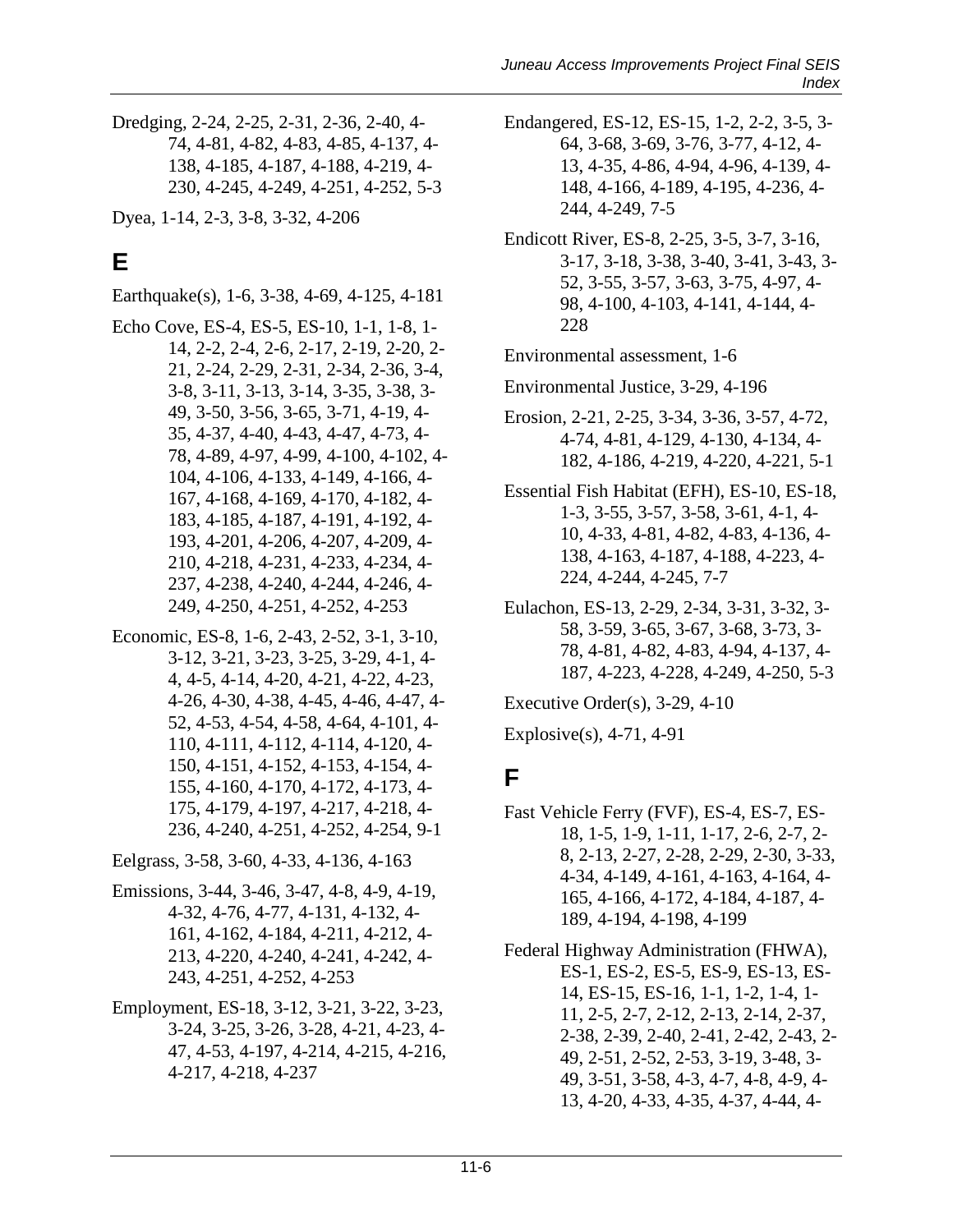Dredging, 2-24, 2-25, 2-31, 2-36, 2-40, 4-74, 4-81, 4-82, 4-83, 4-85, 4-137, 4-138, 4-185, 4-187, 4-188, 4-219, 4-230, 4-245, 4-249, 4-251, 4-252, 5-3

Dyea, 1-14, 2-3, 3-8, 3-32, 4-206

## E

Earthquake(s), 1-6, 3-38, 4-69, 4-125, 4-181

Echo Cove, ES-4, ES-5, ES-10, 1-1, 1-8, 1-14, 2-2, 2-4, 2-6, 2-17, 2-19, 2-20, 2-21, 2-24, 2-29, 2-31, 2-34, 2-36, 3-4, 3-8, 3-11, 3-13, 3-14, 3-35, 3-38, 3-49, 3-50, 3-56, 3-65, 3-71, 4-19, 4-35, 4-37, 4-40, 4-43, 4-47, 4-73, 4-78, 4-89, 4-97, 4-99, 4-100, 4-102, 4-104, 4-106, 4-133, 4-149, 4-166, 4-167, 4-168, 4-169, 4-170, 4-182, 4-183, 4-185, 4-187, 4-191, 4-192, 4-193, 4-201, 4-206, 4-207, 4-209, 4-210, 4-218, 4-231, 4-233, 4-234, 4-237, 4-238, 4-240, 4-244, 4-246, 4-249, 4-250, 4-251, 4-252, 4-253

Economic, ES-8, 1-6, 2-43, 2-52, 3-1, 3-10, 3-12, 3-21, 3-23, 3-25, 3-29, 4-1, 4-4, 4-5, 4-14, 4-20, 4-21, 4-22, 4-23, 4-26, 4-30, 4-38, 4-45, 4-46, 4-47, 4-52, 4-53, 4-54, 4-58, 4-64, 4-101, 4-110, 4-111, 4-112, 4-114, 4-120, 4-150, 4-151, 4-152, 4-153, 4-154, 4-155, 4-160, 4-170, 4-172, 4-173, 4-175, 4-179, 4-197, 4-217, 4-218, 4-236, 4-240, 4-251, 4-252, 4-254, 9-1

Eelgrass, 3-58, 3-60, 4-33, 4-136, 4-163

Emissions, 3-44, 3-46, 3-47, 4-8, 4-9, 4-19, 4-32, 4-76, 4-77, 4-131, 4-132, 4-161, 4-162, 4-184, 4-211, 4-212, 4-213, 4-220, 4-240, 4-241, 4-242, 4-243, 4-251, 4-252, 4-253

Employment, ES-18, 3-12, 3-21, 3-22, 3-23, 3-24, 3-25, 3-26, 3-28, 4-21, 4-23, 4-47, 4-53, 4-197, 4-214, 4-215, 4-216, 4-217, 4-218, 4-237

Endangered, ES-12, ES-15, 1-2, 2-2, 3-5, 3-64, 3-68, 3-69, 3-76, 3-77, 4-12, 4-13, 4-35, 4-86, 4-94, 4-96, 4-139, 4-148, 4-166, 4-189, 4-195, 4-236, 4-244, 4-249, 7-5

Endicott River, ES-8, 2-25, 3-5, 3-7, 3-16, 3-17, 3-18, 3-38, 3-40, 3-41, 3-43, 3-52, 3-55, 3-57, 3-63, 3-75, 4-97, 4-98, 4-100, 4-103, 4-141, 4-144, 4-228

Environmental assessment, 1-6

Environmental Justice, 3-29, 4-196

Erosion, 2-21, 2-25, 3-34, 3-36, 3-57, 4-72, 4-74, 4-81, 4-129, 4-130, 4-134, 4-182, 4-186, 4-219, 4-220, 4-221, 5-1

Essential Fish Habitat (EFH), ES-10, ES-18, 1-3, 3-55, 3-57, 3-58, 3-61, 4-1, 4-10, 4-33, 4-81, 4-82, 4-83, 4-136, 4-138, 4-163, 4-187, 4-188, 4-223, 4-224, 4-244, 4-245, 7-7

Eulachon, ES-13, 2-29, 2-34, 3-31, 3-32, 3-58, 3-59, 3-65, 3-67, 3-68, 3-73, 3-78, 4-81, 4-82, 4-83, 4-94, 4-137, 4-187, 4-223, 4-228, 4-249, 4-250, 5-3

Executive Order(s), 3-29, 4-10

Explosive(s), 4-71, 4-91

## F

Fast Vehicle Ferry (FVF), ES-4, ES-7, ES-18, 1-5, 1-9, 1-11, 1-17, 2-6, 2-7, 2-8, 2-13, 2-27, 2-28, 2-29, 2-30, 3-33, 4-34, 4-149, 4-161, 4-163, 4-164, 4-165, 4-166, 4-172, 4-184, 4-187, 4-189, 4-194, 4-198, 4-199

Federal Highway Administration (FHWA), ES-1, ES-2, ES-5, ES-9, ES-13, ES-14, ES-15, ES-16, 1-1, 1-2, 1-4, 1-11, 2-5, 2-7, 2-12, 2-13, 2-14, 2-37, 2-38, 2-39, 2-40, 2-41, 2-42, 2-43, 2-49, 2-51, 2-52, 2-53, 3-19, 3-48, 3-49, 3-51, 3-58, 4-3, 4-7, 4-8, 4-9, 4-13, 4-20, 4-33, 4-35, 4-37, 4-44, 4-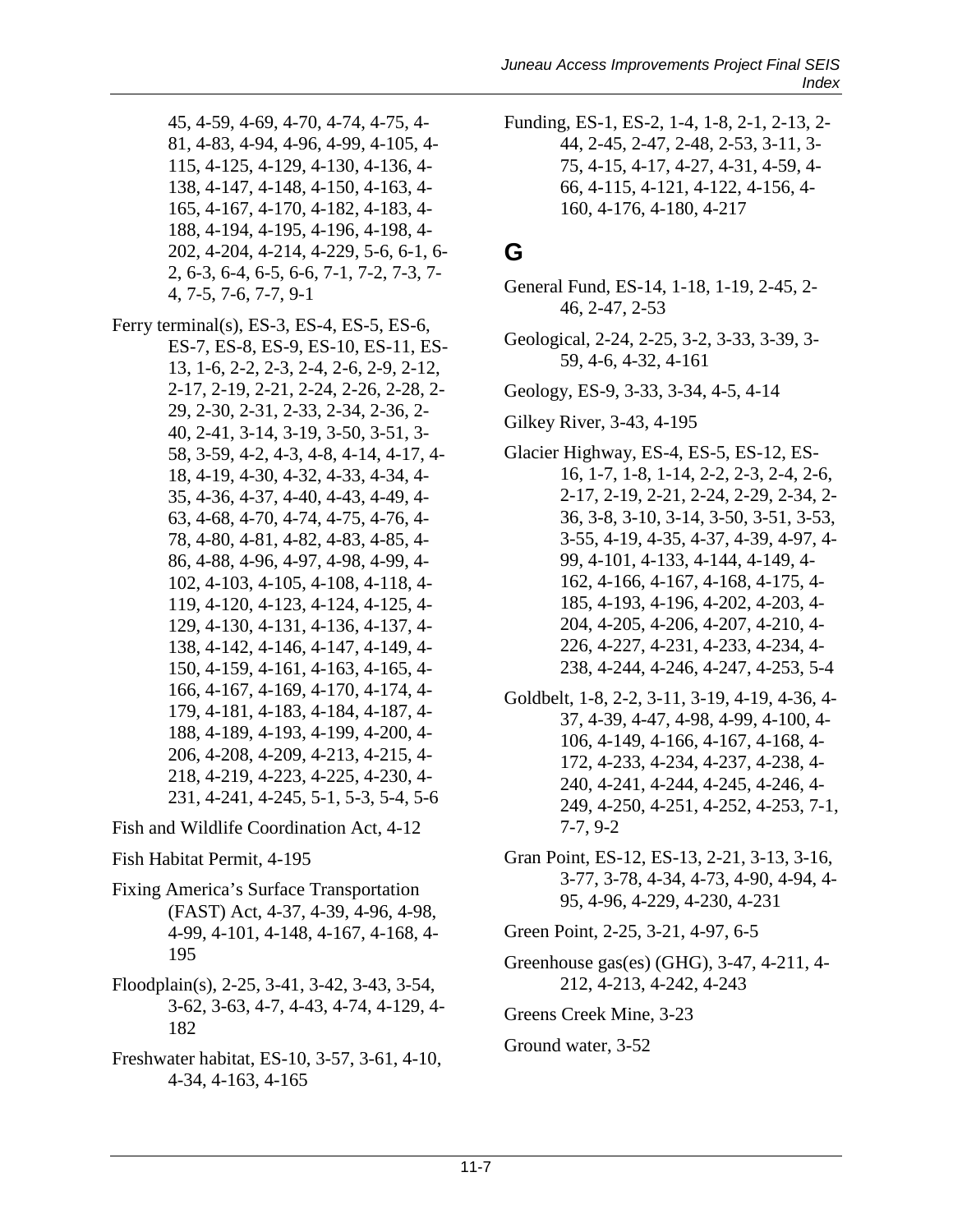45, 4-59, 4-69, 4-70, 4-74, 4-75, 4-81, 4-83, 4-94, 4-96, 4-99, 4-105, 4-115, 4-125, 4-129, 4-130, 4-136, 4-138, 4-147, 4-148, 4-150, 4-163, 4-165, 4-167, 4-170, 4-182, 4-183, 4-188, 4-194, 4-195, 4-196, 4-198, 4-202, 4-204, 4-214, 4-229, 5-6, 6-1, 6-2, 6-3, 6-4, 6-5, 6-6, 7-1, 7-2, 7-3, 7-4, 7-5, 7-6, 7-7, 9-1

Ferry terminal(s), ES-3, ES-4, ES-5, ES-6, ES-7, ES-8, ES-9, ES-10, ES-11, ES-13, 1-6, 2-2, 2-3, 2-4, 2-6, 2-9, 2-12, 2-17, 2-19, 2-21, 2-24, 2-26, 2-28, 2-29, 2-30, 2-31, 2-33, 2-34, 2-36, 2-40, 2-41, 3-14, 3-19, 3-50, 3-51, 3-58, 3-59, 4-2, 4-3, 4-8, 4-14, 4-17, 4-18, 4-19, 4-30, 4-32, 4-33, 4-34, 4-35, 4-36, 4-37, 4-40, 4-43, 4-49, 4-63, 4-68, 4-70, 4-74, 4-75, 4-76, 4-78, 4-80, 4-81, 4-82, 4-83, 4-85, 4-86, 4-88, 4-96, 4-97, 4-98, 4-99, 4-102, 4-103, 4-105, 4-108, 4-118, 4-119, 4-120, 4-123, 4-124, 4-125, 4-129, 4-130, 4-131, 4-136, 4-137, 4-138, 4-142, 4-146, 4-147, 4-149, 4-150, 4-159, 4-161, 4-163, 4-165, 4-166, 4-167, 4-169, 4-170, 4-174, 4-179, 4-181, 4-183, 4-184, 4-187, 4-188, 4-189, 4-193, 4-199, 4-200, 4-206, 4-208, 4-209, 4-213, 4-215, 4-218, 4-219, 4-223, 4-225, 4-230, 4-231, 4-241, 4-245, 5-1, 5-3, 5-4, 5-6

Fish and Wildlife Coordination Act, 4-12

Fish Habitat Permit, 4-195

Fixing America's Surface Transportation (FAST) Act, 4-37, 4-39, 4-96, 4-98, 4-99, 4-101, 4-148, 4-167, 4-168, 4-195

Floodplain(s), 2-25, 3-41, 3-42, 3-43, 3-54, 3-62, 3-63, 4-7, 4-43, 4-74, 4-129, 4-182

Freshwater habitat, ES-10, 3-57, 3-61, 4-10, 4-34, 4-163, 4-165

Funding, ES-1, ES-2, 1-4, 1-8, 2-1, 2-13, 2-44, 2-45, 2-47, 2-48, 2-53, 3-11, 3-75, 4-15, 4-17, 4-27, 4-31, 4-59, 4-66, 4-115, 4-121, 4-122, 4-156, 4-160, 4-176, 4-180, 4-217

# G

General Fund, ES-14, 1-18, 1-19, 2-45, 2-46, 2-47, 2-53

Geological, 2-24, 2-25, 3-2, 3-33, 3-39, 3-59, 4-6, 4-32, 4-161

Geology, ES-9, 3-33, 3-34, 4-5, 4-14

Gilkey River, 3-43, 4-195

Glacier Highway, ES-4, ES-5, ES-12, ES-16, 1-7, 1-8, 1-14, 2-2, 2-3, 2-4, 2-6, 2-17, 2-19, 2-21, 2-24, 2-29, 2-34, 2-36, 3-8, 3-10, 3-14, 3-50, 3-51, 3-53, 3-55, 4-19, 4-35, 4-37, 4-39, 4-97, 4-99, 4-101, 4-133, 4-144, 4-149, 4-162, 4-166, 4-167, 4-168, 4-175, 4-185, 4-193, 4-196, 4-202, 4-203, 4-204, 4-205, 4-206, 4-207, 4-210, 4-226, 4-227, 4-231, 4-233, 4-234, 4-238, 4-244, 4-246, 4-247, 4-253, 5-4

Goldbelt, 1-8, 2-2, 3-11, 3-19, 4-19, 4-36, 4-37, 4-39, 4-47, 4-98, 4-99, 4-100, 4-106, 4-149, 4-166, 4-167, 4-168, 4-172, 4-233, 4-234, 4-237, 4-238, 4-240, 4-241, 4-244, 4-245, 4-246, 4-249, 4-250, 4-251, 4-252, 4-253, 7-1, 7-7, 9-2

Gran Point, ES-12, ES-13, 2-21, 3-13, 3-16, 3-77, 3-78, 4-34, 4-73, 4-90, 4-94, 4-95, 4-96, 4-229, 4-230, 4-231

Green Point, 2-25, 3-21, 4-97, 6-5

Greenhouse gas(es) (GHG), 3-47, 4-211, 4-212, 4-213, 4-242, 4-243

Greens Creek Mine, 3-23

Ground water, 3-52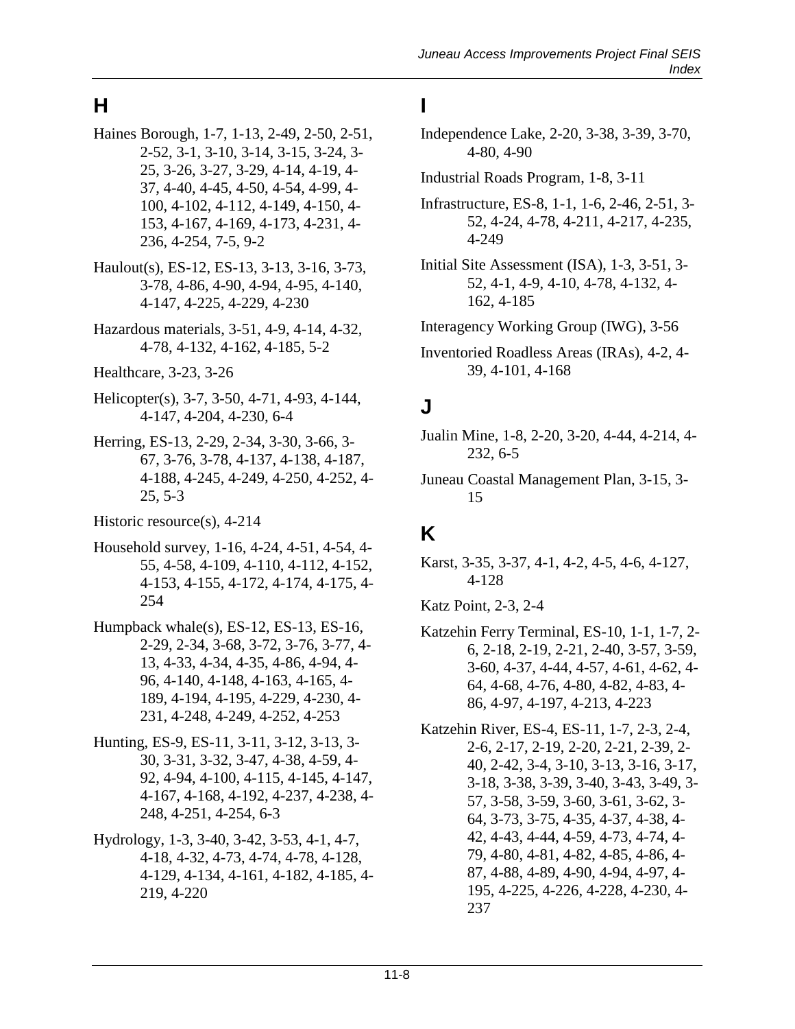## H

Haines Borough, 1-7, 1-13, 2-49, 2-50, 2-51, 2-52, 3-1, 3-10, 3-14, 3-15, 3-24, 3-25, 3-26, 3-27, 3-29, 4-14, 4-19, 4-37, 4-40, 4-45, 4-50, 4-54, 4-99, 4-100, 4-102, 4-112, 4-149, 4-150, 4-153, 4-167, 4-169, 4-173, 4-231, 4-236, 4-254, 7-5, 9-2

Haulout(s), ES-12, ES-13, 3-13, 3-16, 3-73, 3-78, 4-86, 4-90, 4-94, 4-95, 4-140, 4-147, 4-225, 4-229, 4-230

Hazardous materials, 3-51, 4-9, 4-14, 4-32, 4-78, 4-132, 4-162, 4-185, 5-2

Healthcare, 3-23, 3-26

Helicopter(s), 3-7, 3-50, 4-71, 4-93, 4-144, 4-147, 4-204, 4-230, 6-4

Herring, ES-13, 2-29, 2-34, 3-30, 3-66, 3-67, 3-76, 3-78, 4-137, 4-138, 4-187, 4-188, 4-245, 4-249, 4-250, 4-252, 4-25, 5-3

Historic resource(s), 4-214

Household survey, 1-16, 4-24, 4-51, 4-54, 4-55, 4-58, 4-109, 4-110, 4-112, 4-152, 4-153, 4-155, 4-172, 4-174, 4-175, 4-254

Humpback whale(s), ES-12, ES-13, ES-16, 2-29, 2-34, 3-68, 3-72, 3-76, 3-77, 4-13, 4-33, 4-34, 4-35, 4-86, 4-94, 4-96, 4-140, 4-148, 4-163, 4-165, 4-189, 4-194, 4-195, 4-229, 4-230, 4-231, 4-248, 4-249, 4-252, 4-253

Hunting, ES-9, ES-11, 3-11, 3-12, 3-13, 3-30, 3-31, 3-32, 3-47, 4-38, 4-59, 4-92, 4-94, 4-100, 4-115, 4-145, 4-147, 4-167, 4-168, 4-192, 4-237, 4-238, 4-248, 4-251, 4-254, 6-3

Hydrology, 1-3, 3-40, 3-42, 3-53, 4-1, 4-7, 4-18, 4-32, 4-73, 4-74, 4-78, 4-128, 4-129, 4-134, 4-161, 4-182, 4-185, 4-219, 4-220

## I

Independence Lake, 2-20, 3-38, 3-39, 3-70, 4-80, 4-90

Industrial Roads Program, 1-8, 3-11

Infrastructure, ES-8, 1-1, 1-6, 2-46, 2-51, 3-52, 4-24, 4-78, 4-211, 4-217, 4-235, 4-249

Initial Site Assessment (ISA), 1-3, 3-51, 3-52, 4-1, 4-9, 4-10, 4-78, 4-132, 4-162, 4-185

Interagency Working Group (IWG), 3-56

Inventoried Roadless Areas (IRAs), 4-2, 4-39, 4-101, 4-168

## J

Jualin Mine, 1-8, 2-20, 3-20, 4-44, 4-214, 4-232, 6-5

Juneau Coastal Management Plan, 3-15, 3-15

## K

Karst, 3-35, 3-37, 4-1, 4-2, 4-5, 4-6, 4-127, 4-128

Katz Point, 2-3, 2-4

Katzehin Ferry Terminal, ES-10, 1-1, 1-7, 2-6, 2-18, 2-19, 2-21, 2-40, 3-57, 3-59, 3-60, 4-37, 4-44, 4-57, 4-61, 4-62, 4-64, 4-68, 4-76, 4-80, 4-82, 4-83, 4-86, 4-97, 4-197, 4-213, 4-223

Katzehin River, ES-4, ES-11, 1-7, 2-3, 2-4, 2-6, 2-17, 2-19, 2-20, 2-21, 2-39, 2-40, 2-42, 3-4, 3-10, 3-13, 3-16, 3-17, 3-18, 3-38, 3-39, 3-40, 3-43, 3-49, 3-57, 3-58, 3-59, 3-60, 3-61, 3-62, 3-64, 3-73, 3-75, 4-35, 4-37, 4-38, 4-42, 4-43, 4-44, 4-59, 4-73, 4-74, 4-79, 4-80, 4-81, 4-82, 4-85, 4-86, 4-87, 4-88, 4-89, 4-90, 4-94, 4-97, 4-195, 4-225, 4-226, 4-228, 4-230, 4-237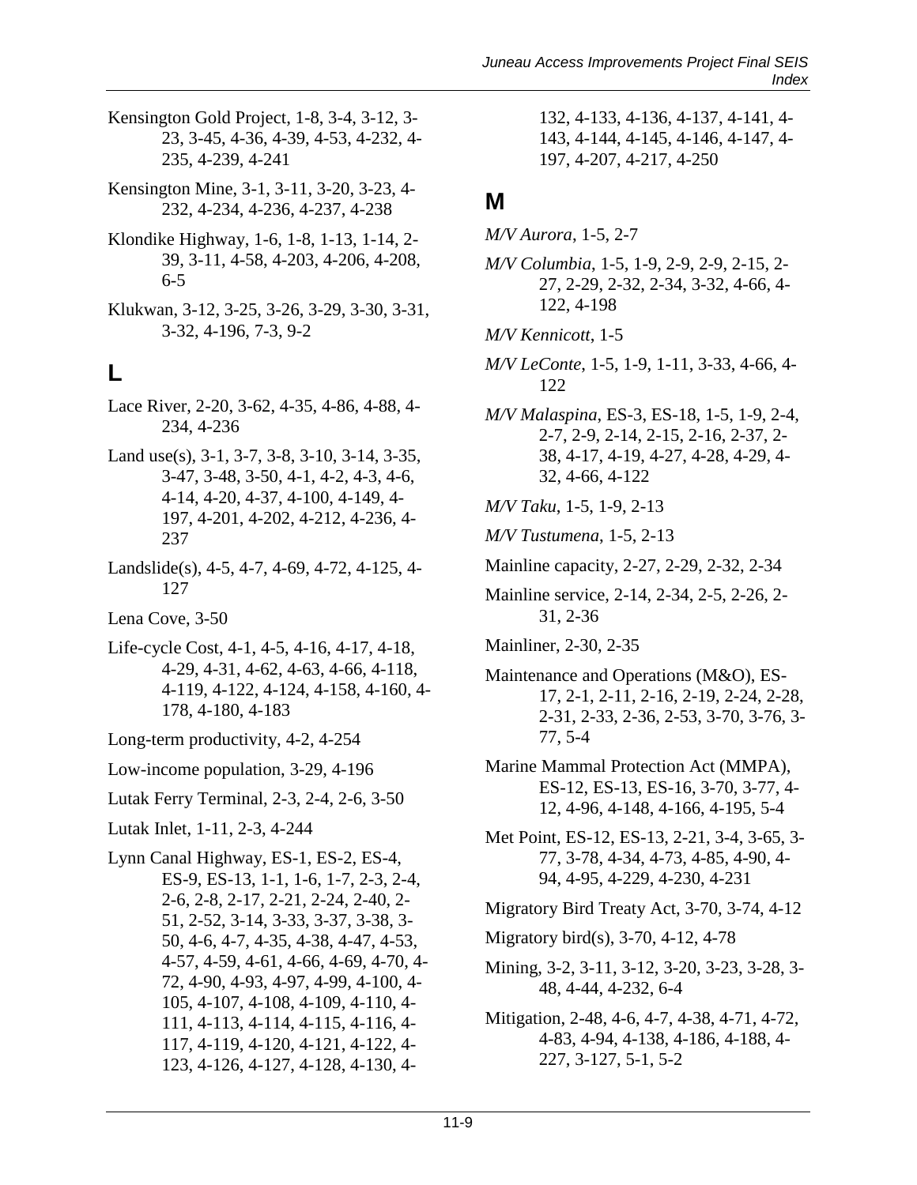Kensington Gold Project, 1-8, 3-4, 3-12, 3-23, 3-45, 4-36, 4-39, 4-53, 4-232, 4-235, 4-239, 4-241

Kensington Mine, 3-1, 3-11, 3-20, 3-23, 4-232, 4-234, 4-236, 4-237, 4-238

Klondike Highway, 1-6, 1-8, 1-13, 1-14, 2-39, 3-11, 4-58, 4-203, 4-206, 4-208, 6-5

Klukwan, 3-12, 3-25, 3-26, 3-29, 3-30, 3-31, 3-32, 4-196, 7-3, 9-2

## L

Lace River, 2-20, 3-62, 4-35, 4-86, 4-88, 4-234, 4-236

Land use(s), 3-1, 3-7, 3-8, 3-10, 3-14, 3-35, 3-47, 3-48, 3-50, 4-1, 4-2, 4-3, 4-6, 4-14, 4-20, 4-37, 4-100, 4-149, 4-197, 4-201, 4-202, 4-212, 4-236, 4-237

Landslide(s), 4-5, 4-7, 4-69, 4-72, 4-125, 4-127

Lena Cove, 3-50

Life-cycle Cost, 4-1, 4-5, 4-16, 4-17, 4-18, 4-29, 4-31, 4-62, 4-63, 4-66, 4-118, 4-119, 4-122, 4-124, 4-158, 4-160, 4-178, 4-180, 4-183

Long-term productivity, 4-2, 4-254

Low-income population, 3-29, 4-196

Lutak Ferry Terminal, 2-3, 2-4, 2-6, 3-50

Lutak Inlet, 1-11, 2-3, 4-244

Lynn Canal Highway, ES-1, ES-2, ES-4, ES-9, ES-13, 1-1, 1-6, 1-7, 2-3, 2-4, 2-6, 2-8, 2-17, 2-21, 2-24, 2-40, 2-51, 2-52, 3-14, 3-33, 3-37, 3-38, 3-50, 4-6, 4-7, 4-35, 4-38, 4-47, 4-53, 4-57, 4-59, 4-61, 4-66, 4-69, 4-70, 4-72, 4-90, 4-93, 4-97, 4-99, 4-100, 4-105, 4-107, 4-108, 4-109, 4-110, 4-111, 4-113, 4-114, 4-115, 4-116, 4-117, 4-119, 4-120, 4-121, 4-122, 4-123, 4-126, 4-127, 4-128, 4-130, 4-132, 4-133, 4-136, 4-137, 4-141, 4-143, 4-144, 4-145, 4-146, 4-147, 4-197, 4-207, 4-217, 4-250

## M

*M/V Aurora*, 1-5, 2-7

*M/V Columbia*, 1-5, 1-9, 2-9, 2-9, 2-15, 2-27, 2-29, 2-32, 2-34, 3-32, 4-66, 4-122, 4-198

*M/V Kennicott*, 1-5

*M/V LeConte*, 1-5, 1-9, 1-11, 3-33, 4-66, 4-122

*M/V Malaspina*, ES-3, ES-18, 1-5, 1-9, 2-4, 2-7, 2-9, 2-14, 2-15, 2-16, 2-37, 2-38, 4-17, 4-19, 4-27, 4-28, 4-29, 4-32, 4-66, 4-122

*M/V Taku*, 1-5, 1-9, 2-13

*M/V Tustumena*, 1-5, 2-13

Mainline capacity, 2-27, 2-29, 2-32, 2-34

Mainline service, 2-14, 2-34, 2-5, 2-26, 2-31, 2-36

Mainliner, 2-30, 2-35

Maintenance and Operations (M&O), ES-17, 2-1, 2-11, 2-16, 2-19, 2-24, 2-28, 2-31, 2-33, 2-36, 2-53, 3-70, 3-76, 3-77, 5-4

Marine Mammal Protection Act (MMPA), ES-12, ES-13, ES-16, 3-70, 3-77, 4-12, 4-96, 4-148, 4-166, 4-195, 5-4

Met Point, ES-12, ES-13, 2-21, 3-4, 3-65, 3-77, 3-78, 4-34, 4-73, 4-85, 4-90, 4-94, 4-95, 4-229, 4-230, 4-231

Migratory Bird Treaty Act, 3-70, 3-74, 4-12

Migratory bird(s), 3-70, 4-12, 4-78

Mining, 3-2, 3-11, 3-12, 3-20, 3-23, 3-28, 3-48, 4-44, 4-232, 6-4

Mitigation, 2-48, 4-6, 4-7, 4-38, 4-71, 4-72, 4-83, 4-94, 4-138, 4-186, 4-188, 4-227, 3-127, 5-1, 5-2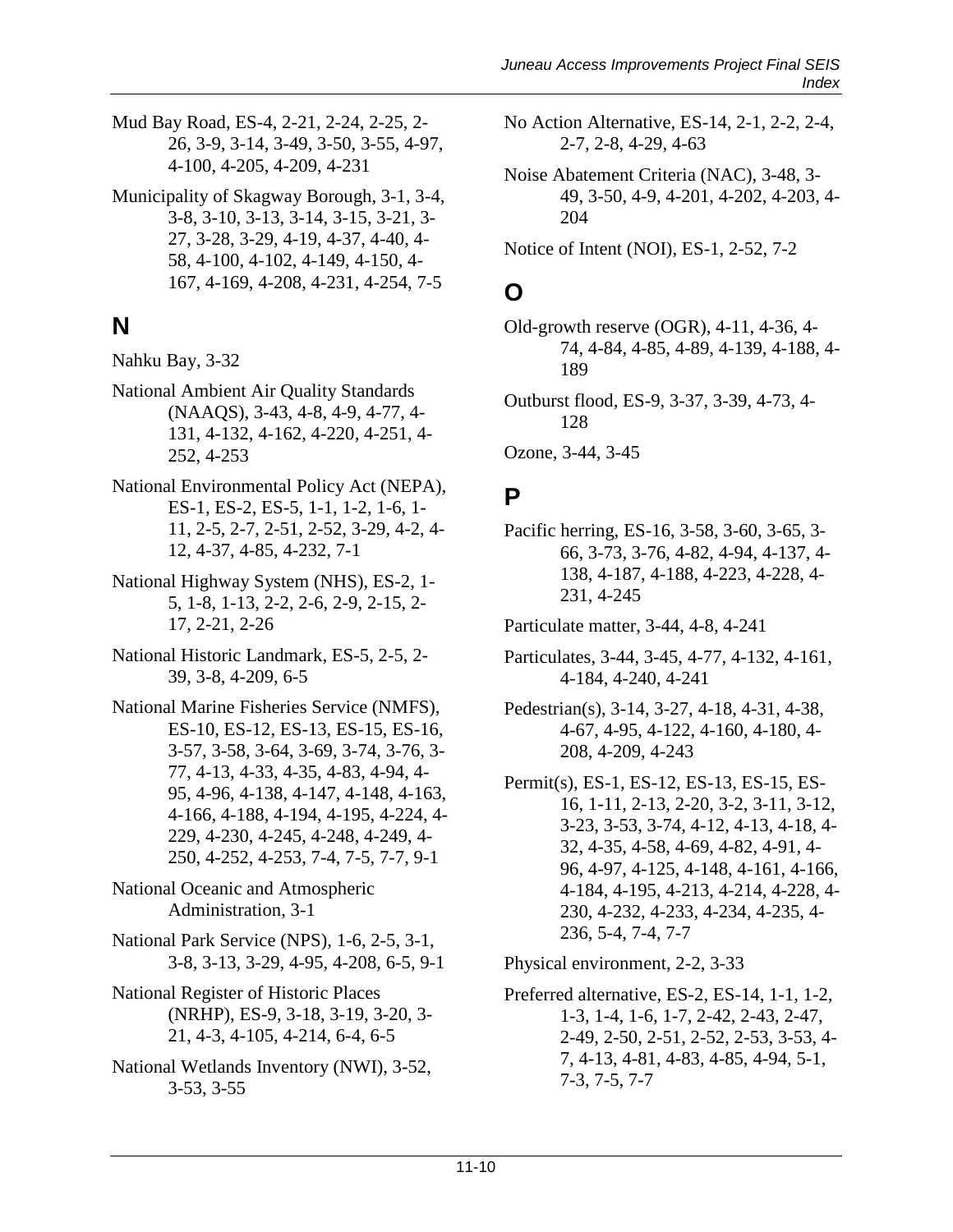Mud Bay Road, ES-4, 2-21, 2-24, 2-25, 2-26, 3-9, 3-14, 3-49, 3-50, 3-55, 4-97, 4-100, 4-205, 4-209, 4-231

Municipality of Skagway Borough, 3-1, 3-4, 3-8, 3-10, 3-13, 3-14, 3-15, 3-21, 3-27, 3-28, 3-29, 4-19, 4-37, 4-40, 4-58, 4-100, 4-102, 4-149, 4-150, 4-167, 4-169, 4-208, 4-231, 4-254, 7-5

# N

Nahku Bay, 3-32

National Ambient Air Quality Standards (NAAQS), 3-43, 4-8, 4-9, 4-77, 4-131, 4-132, 4-162, 4-220, 4-251, 4-252, 4-253

National Environmental Policy Act (NEPA), ES-1, ES-2, ES-5, 1-1, 1-2, 1-6, 1-11, 2-5, 2-7, 2-51, 2-52, 3-29, 4-2, 4-12, 4-37, 4-85, 4-232, 7-1

National Highway System (NHS), ES-2, 1-5, 1-8, 1-13, 2-2, 2-6, 2-9, 2-15, 2-17, 2-21, 2-26

National Historic Landmark, ES-5, 2-5, 2-39, 3-8, 4-209, 6-5

National Marine Fisheries Service (NMFS), ES-10, ES-12, ES-13, ES-15, ES-16, 3-57, 3-58, 3-64, 3-69, 3-74, 3-76, 3-77, 4-13, 4-33, 4-35, 4-83, 4-94, 4-95, 4-96, 4-138, 4-147, 4-148, 4-163, 4-166, 4-188, 4-194, 4-195, 4-224, 4-229, 4-230, 4-245, 4-248, 4-249, 4-250, 4-252, 4-253, 7-4, 7-5, 7-7, 9-1

National Oceanic and Atmospheric Administration, 3-1

National Park Service (NPS), 1-6, 2-5, 3-1, 3-8, 3-13, 3-29, 4-95, 4-208, 6-5, 9-1

National Register of Historic Places (NRHP), ES-9, 3-18, 3-19, 3-20, 3-21, 4-3, 4-105, 4-214, 6-4, 6-5

National Wetlands Inventory (NWI), 3-52, 3-53, 3-55

No Action Alternative, ES-14, 2-1, 2-2, 2-4, 2-7, 2-8, 4-29, 4-63

Noise Abatement Criteria (NAC), 3-48, 3-49, 3-50, 4-9, 4-201, 4-202, 4-203, 4-204

Notice of Intent (NOI), ES-1, 2-52, 7-2

# O

Old-growth reserve (OGR), 4-11, 4-36, 4-74, 4-84, 4-85, 4-89, 4-139, 4-188, 4-189

Outburst flood, ES-9, 3-37, 3-39, 4-73, 4-128

Ozone, 3-44, 3-45

# P

Pacific herring, ES-16, 3-58, 3-60, 3-65, 3-66, 3-73, 3-76, 4-82, 4-94, 4-137, 4-138, 4-187, 4-188, 4-223, 4-228, 4-231, 4-245

Particulate matter, 3-44, 4-8, 4-241

Particulates, 3-44, 3-45, 4-77, 4-132, 4-161, 4-184, 4-240, 4-241

Pedestrian(s), 3-14, 3-27, 4-18, 4-31, 4-38, 4-67, 4-95, 4-122, 4-160, 4-180, 4-208, 4-209, 4-243

Permit(s), ES-1, ES-12, ES-13, ES-15, ES-16, 1-11, 2-13, 2-20, 3-2, 3-11, 3-12, 3-23, 3-53, 3-74, 4-12, 4-13, 4-18, 4-32, 4-35, 4-58, 4-69, 4-82, 4-91, 4-96, 4-97, 4-125, 4-148, 4-161, 4-166, 4-184, 4-195, 4-213, 4-214, 4-228, 4-230, 4-232, 4-233, 4-234, 4-235, 4-236, 5-4, 7-4, 7-7

Physical environment, 2-2, 3-33

Preferred alternative, ES-2, ES-14, 1-1, 1-2, 1-3, 1-4, 1-6, 1-7, 2-42, 2-43, 2-47, 2-49, 2-50, 2-51, 2-52, 2-53, 3-53, 4-7, 4-13, 4-81, 4-83, 4-85, 4-94, 5-1, 7-3, 7-5, 7-7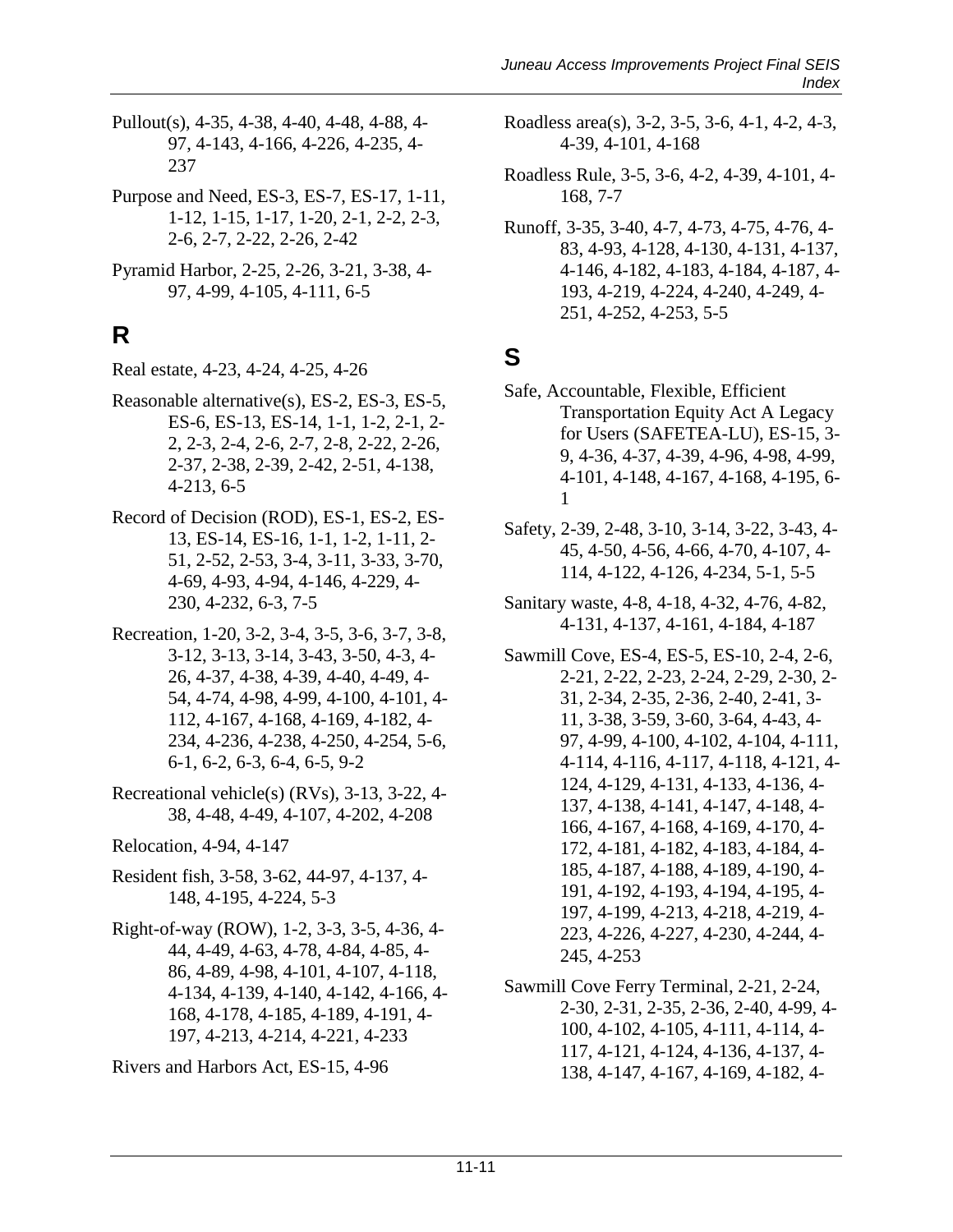Pullout(s), 4-35, 4-38, 4-40, 4-48, 4-88, 4-97, 4-143, 4-166, 4-226, 4-235, 4-237

Purpose and Need, ES-3, ES-7, ES-17, 1-11, 1-12, 1-15, 1-17, 1-20, 2-1, 2-2, 2-3, 2-6, 2-7, 2-22, 2-26, 2-42

Pyramid Harbor, 2-25, 2-26, 3-21, 3-38, 4-97, 4-99, 4-105, 4-111, 6-5

## R

Real estate, 4-23, 4-24, 4-25, 4-26

Reasonable alternative(s), ES-2, ES-3, ES-5, ES-6, ES-13, ES-14, 1-1, 1-2, 2-1, 2-2, 2-3, 2-4, 2-6, 2-7, 2-8, 2-22, 2-26, 2-37, 2-38, 2-39, 2-42, 2-51, 4-138, 4-213, 6-5

Record of Decision (ROD), ES-1, ES-2, ES-13, ES-14, ES-16, 1-1, 1-2, 1-11, 2-51, 2-52, 2-53, 3-4, 3-11, 3-33, 3-70, 4-69, 4-93, 4-94, 4-146, 4-229, 4-230, 4-232, 6-3, 7-5

Recreation, 1-20, 3-2, 3-4, 3-5, 3-6, 3-7, 3-8, 3-12, 3-13, 3-14, 3-43, 3-50, 4-3, 4-26, 4-37, 4-38, 4-39, 4-40, 4-49, 4-54, 4-74, 4-98, 4-99, 4-100, 4-101, 4-112, 4-167, 4-168, 4-169, 4-182, 4-234, 4-236, 4-238, 4-250, 4-254, 5-6, 6-1, 6-2, 6-3, 6-4, 6-5, 9-2

Recreational vehicle(s) (RVs), 3-13, 3-22, 4-38, 4-48, 4-49, 4-107, 4-202, 4-208

Relocation, 4-94, 4-147

Resident fish, 3-58, 3-62, 44-97, 4-137, 4-148, 4-195, 4-224, 5-3

Right-of-way (ROW), 1-2, 3-3, 3-5, 4-36, 4-44, 4-49, 4-63, 4-78, 4-84, 4-85, 4-86, 4-89, 4-98, 4-101, 4-107, 4-118, 4-134, 4-139, 4-140, 4-142, 4-166, 4-168, 4-178, 4-185, 4-189, 4-191, 4-197, 4-213, 4-214, 4-221, 4-233

Rivers and Harbors Act, ES-15, 4-96

Roadless area(s), 3-2, 3-5, 3-6, 4-1, 4-2, 4-3, 4-39, 4-101, 4-168

Roadless Rule, 3-5, 3-6, 4-2, 4-39, 4-101, 4-168, 7-7

Runoff, 3-35, 3-40, 4-7, 4-73, 4-75, 4-76, 4-83, 4-93, 4-128, 4-130, 4-131, 4-137, 4-146, 4-182, 4-183, 4-184, 4-187, 4-193, 4-219, 4-224, 4-240, 4-249, 4-251, 4-252, 4-253, 5-5

## S

Safe, Accountable, Flexible, Efficient Transportation Equity Act A Legacy for Users (SAFETEA-LU), ES-15, 3-9, 4-36, 4-37, 4-39, 4-96, 4-98, 4-99, 4-101, 4-148, 4-167, 4-168, 4-195, 6-1

Safety, 2-39, 2-48, 3-10, 3-14, 3-22, 3-43, 4-45, 4-50, 4-56, 4-66, 4-70, 4-107, 4-114, 4-122, 4-126, 4-234, 5-1, 5-5

Sanitary waste, 4-8, 4-18, 4-32, 4-76, 4-82, 4-131, 4-137, 4-161, 4-184, 4-187

Sawmill Cove, ES-4, ES-5, ES-10, 2-4, 2-6, 2-21, 2-22, 2-23, 2-24, 2-29, 2-30, 2-31, 2-34, 2-35, 2-36, 2-40, 2-41, 3-11, 3-38, 3-59, 3-60, 3-64, 4-43, 4-97, 4-99, 4-100, 4-102, 4-104, 4-111, 4-114, 4-116, 4-117, 4-118, 4-121, 4-124, 4-129, 4-131, 4-133, 4-136, 4-137, 4-138, 4-141, 4-147, 4-148, 4-166, 4-167, 4-168, 4-169, 4-170, 4-172, 4-181, 4-182, 4-183, 4-184, 4-185, 4-187, 4-188, 4-189, 4-190, 4-191, 4-192, 4-193, 4-194, 4-195, 4-197, 4-199, 4-213, 4-218, 4-219, 4-223, 4-226, 4-227, 4-230, 4-244, 4-245, 4-253

Sawmill Cove Ferry Terminal, 2-21, 2-24, 2-30, 2-31, 2-35, 2-36, 2-40, 4-99, 4-100, 4-102, 4-105, 4-111, 4-114, 4-117, 4-121, 4-124, 4-136, 4-137, 4-138, 4-147, 4-167, 4-169, 4-182, 4-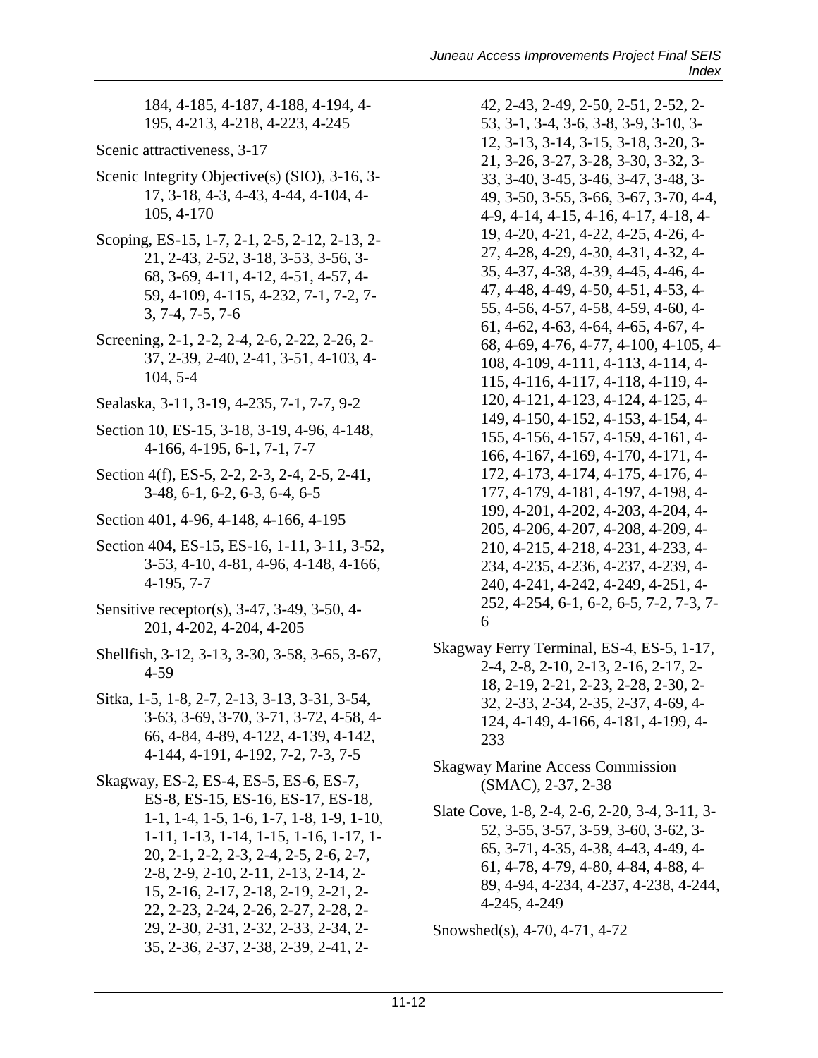184, 4-185, 4-187, 4-188, 4-194, 4-195, 4-213, 4-218, 4-223, 4-245

Scenic attractiveness, 3-17

Scenic Integrity Objective(s) (SIO), 3-16, 3-17, 3-18, 4-3, 4-43, 4-44, 4-104, 4-105, 4-170

Scoping, ES-15, 1-7, 2-1, 2-5, 2-12, 2-13, 2-21, 2-43, 2-52, 3-18, 3-53, 3-56, 3-68, 3-69, 4-11, 4-12, 4-51, 4-57, 4-59, 4-109, 4-115, 4-232, 7-1, 7-2, 7-3, 7-4, 7-5, 7-6

Screening, 2-1, 2-2, 2-4, 2-6, 2-22, 2-26, 2-37, 2-39, 2-40, 2-41, 3-51, 4-103, 4-104, 5-4

Sealaska, 3-11, 3-19, 4-235, 7-1, 7-7, 9-2

Section 10, ES-15, 3-18, 3-19, 4-96, 4-148, 4-166, 4-195, 6-1, 7-1, 7-7

Section 4(f), ES-5, 2-2, 2-3, 2-4, 2-5, 2-41, 3-48, 6-1, 6-2, 6-3, 6-4, 6-5

Section 401, 4-96, 4-148, 4-166, 4-195

Section 404, ES-15, ES-16, 1-11, 3-11, 3-52, 3-53, 4-10, 4-81, 4-96, 4-148, 4-166, 4-195, 7-7

Sensitive receptor(s), 3-47, 3-49, 3-50, 4-201, 4-202, 4-204, 4-205

Shellfish, 3-12, 3-13, 3-30, 3-58, 3-65, 3-67, 4-59

Sitka, 1-5, 1-8, 2-7, 2-13, 3-13, 3-31, 3-54, 3-63, 3-69, 3-70, 3-71, 3-72, 4-58, 4-66, 4-84, 4-89, 4-122, 4-139, 4-142, 4-144, 4-191, 4-192, 7-2, 7-3, 7-5

Skagway, ES-2, ES-4, ES-5, ES-6, ES-7, ES-8, ES-15, ES-16, ES-17, ES-18, 1-1, 1-4, 1-5, 1-6, 1-7, 1-8, 1-9, 1-10, 1-11, 1-13, 1-14, 1-15, 1-16, 1-17, 1-20, 2-1, 2-2, 2-3, 2-4, 2-5, 2-6, 2-7, 2-8, 2-9, 2-10, 2-11, 2-13, 2-14, 2-15, 2-16, 2-17, 2-18, 2-19, 2-21, 2-22, 2-23, 2-24, 2-26, 2-27, 2-28, 2-29, 2-30, 2-31, 2-32, 2-33, 2-34, 2-35, 2-36, 2-37, 2-38, 2-39, 2-41, 2-42, 2-43, 2-49, 2-50, 2-51, 2-52, 2-53, 3-1, 3-4, 3-6, 3-8, 3-9, 3-10, 3-12, 3-13, 3-14, 3-15, 3-18, 3-20, 3-21, 3-26, 3-27, 3-28, 3-30, 3-32, 3-33, 3-40, 3-45, 3-46, 3-47, 3-48, 3-49, 3-50, 3-55, 3-66, 3-67, 3-70, 4-4, 4-9, 4-14, 4-15, 4-16, 4-17, 4-18, 4-19, 4-20, 4-21, 4-22, 4-25, 4-26, 4-27, 4-28, 4-29, 4-30, 4-31, 4-32, 4-35, 4-37, 4-38, 4-39, 4-45, 4-46, 4-47, 4-48, 4-49, 4-50, 4-51, 4-53, 4-55, 4-56, 4-57, 4-58, 4-59, 4-60, 4-61, 4-62, 4-63, 4-64, 4-65, 4-67, 4-68, 4-69, 4-76, 4-77, 4-100, 4-105, 4-108, 4-109, 4-111, 4-113, 4-114, 4-115, 4-116, 4-117, 4-118, 4-119, 4-120, 4-121, 4-123, 4-124, 4-125, 4-149, 4-150, 4-152, 4-153, 4-154, 4-155, 4-156, 4-157, 4-159, 4-161, 4-166, 4-167, 4-169, 4-170, 4-171, 4-172, 4-173, 4-174, 4-175, 4-176, 4-177, 4-179, 4-181, 4-197, 4-198, 4-199, 4-201, 4-202, 4-203, 4-204, 4-205, 4-206, 4-207, 4-208, 4-209, 4-210, 4-215, 4-218, 4-231, 4-233, 4-234, 4-235, 4-236, 4-237, 4-239, 4-240, 4-241, 4-242, 4-249, 4-251, 4-252, 4-254, 6-1, 6-2, 6-5, 7-2, 7-3, 7-6

Skagway Ferry Terminal, ES-4, ES-5, 1-17, 2-4, 2-8, 2-10, 2-13, 2-16, 2-17, 2-18, 2-19, 2-21, 2-23, 2-28, 2-30, 2-32, 2-33, 2-34, 2-35, 2-37, 4-69, 4-124, 4-149, 4-166, 4-181, 4-199, 4-233

Skagway Marine Access Commission (SMAC), 2-37, 2-38

Slate Cove, 1-8, 2-4, 2-6, 2-20, 3-4, 3-11, 3-52, 3-55, 3-57, 3-59, 3-60, 3-62, 3-65, 3-71, 4-35, 4-38, 4-43, 4-49, 4-61, 4-78, 4-79, 4-80, 4-84, 4-88, 4-89, 4-94, 4-234, 4-237, 4-238, 4-244, 4-245, 4-249

Snowshed(s), 4-70, 4-71, 4-72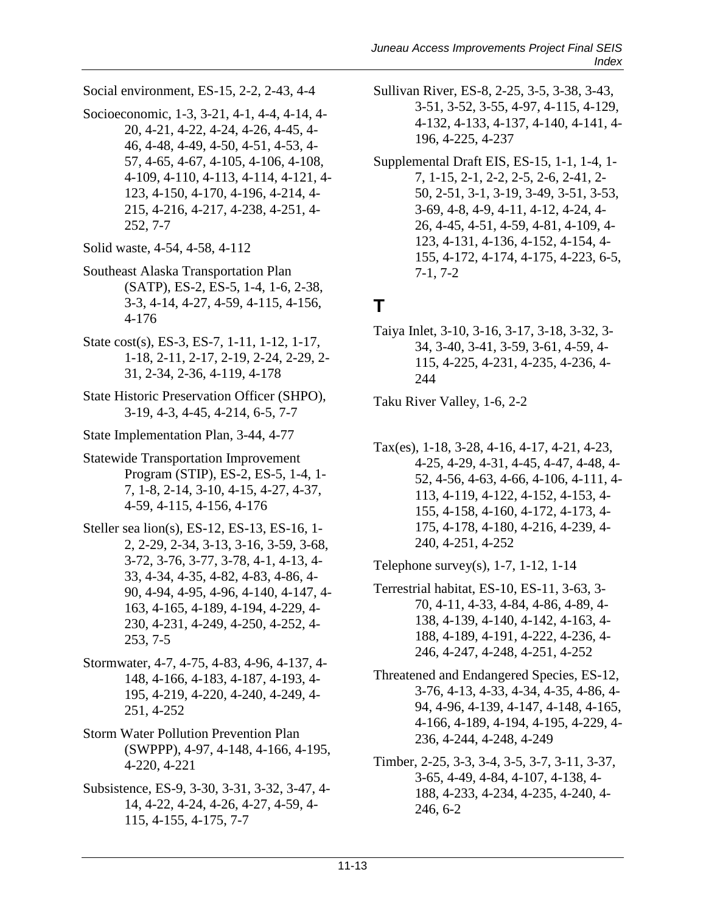Social environment, ES-15, 2-2, 2-43, 4-4

Socioeconomic, 1-3, 3-21, 4-1, 4-4, 4-14, 4-20, 4-21, 4-22, 4-24, 4-26, 4-45, 4-46, 4-48, 4-49, 4-50, 4-51, 4-53, 4-57, 4-65, 4-67, 4-105, 4-106, 4-108, 4-109, 4-110, 4-113, 4-114, 4-121, 4-123, 4-150, 4-170, 4-196, 4-214, 4-215, 4-216, 4-217, 4-238, 4-251, 4-252, 7-7

Solid waste, 4-54, 4-58, 4-112

Southeast Alaska Transportation Plan (SATP), ES-2, ES-5, 1-4, 1-6, 2-38, 3-3, 4-14, 4-27, 4-59, 4-115, 4-156, 4-176

State cost(s), ES-3, ES-7, 1-11, 1-12, 1-17, 1-18, 2-11, 2-17, 2-19, 2-24, 2-29, 2-31, 2-34, 2-36, 4-119, 4-178

State Historic Preservation Officer (SHPO), 3-19, 4-3, 4-45, 4-214, 6-5, 7-7

State Implementation Plan, 3-44, 4-77

Statewide Transportation Improvement Program (STIP), ES-2, ES-5, 1-4, 1-7, 1-8, 2-14, 3-10, 4-15, 4-27, 4-37, 4-59, 4-115, 4-156, 4-176

Steller sea lion(s), ES-12, ES-13, ES-16, 1-2, 2-29, 2-34, 3-13, 3-16, 3-59, 3-68, 3-72, 3-76, 3-77, 3-78, 4-1, 4-13, 4-33, 4-34, 4-35, 4-82, 4-83, 4-86, 4-90, 4-94, 4-95, 4-96, 4-140, 4-147, 4-163, 4-165, 4-189, 4-194, 4-229, 4-230, 4-231, 4-249, 4-250, 4-252, 4-253, 7-5

Stormwater, 4-7, 4-75, 4-83, 4-96, 4-137, 4-148, 4-166, 4-183, 4-187, 4-193, 4-195, 4-219, 4-220, 4-240, 4-249, 4-251, 4-252

Storm Water Pollution Prevention Plan (SWPPP), 4-97, 4-148, 4-166, 4-195, 4-220, 4-221

Subsistence, ES-9, 3-30, 3-31, 3-32, 3-47, 4-14, 4-22, 4-24, 4-26, 4-27, 4-59, 4-115, 4-155, 4-175, 7-7

Sullivan River, ES-8, 2-25, 3-5, 3-38, 3-43, 3-51, 3-52, 3-55, 4-97, 4-115, 4-129, 4-132, 4-133, 4-137, 4-140, 4-141, 4-196, 4-225, 4-237

Supplemental Draft EIS, ES-15, 1-1, 1-4, 1-7, 1-15, 2-1, 2-2, 2-5, 2-6, 2-41, 2-50, 2-51, 3-1, 3-19, 3-49, 3-51, 3-53, 3-69, 4-8, 4-9, 4-11, 4-12, 4-24, 4-26, 4-45, 4-51, 4-59, 4-81, 4-109, 4-123, 4-131, 4-136, 4-152, 4-154, 4-155, 4-172, 4-174, 4-175, 4-223, 6-5, 7-1, 7-2

# T

Taiya Inlet, 3-10, 3-16, 3-17, 3-18, 3-32, 3-34, 3-40, 3-41, 3-59, 3-61, 4-59, 4-115, 4-225, 4-231, 4-235, 4-236, 4-244

Taku River Valley, 1-6, 2-2

Tax(es), 1-18, 3-28, 4-16, 4-17, 4-21, 4-23, 4-25, 4-29, 4-31, 4-45, 4-47, 4-48, 4-52, 4-56, 4-63, 4-66, 4-106, 4-111, 4-113, 4-119, 4-122, 4-152, 4-153, 4-155, 4-158, 4-160, 4-172, 4-173, 4-175, 4-178, 4-180, 4-216, 4-239, 4-240, 4-251, 4-252

Telephone survey(s), 1-7, 1-12, 1-14

Terrestrial habitat, ES-10, ES-11, 3-63, 3-70, 4-11, 4-33, 4-84, 4-86, 4-89, 4-138, 4-139, 4-140, 4-142, 4-163, 4-188, 4-189, 4-191, 4-222, 4-236, 4-246, 4-247, 4-248, 4-251, 4-252

Threatened and Endangered Species, ES-12, 3-76, 4-13, 4-33, 4-34, 4-35, 4-86, 4-94, 4-96, 4-139, 4-147, 4-148, 4-165, 4-166, 4-189, 4-194, 4-195, 4-229, 4-236, 4-244, 4-248, 4-249

Timber, 2-25, 3-3, 3-4, 3-5, 3-7, 3-11, 3-37, 3-65, 4-49, 4-84, 4-107, 4-138, 4-188, 4-233, 4-234, 4-235, 4-240, 4-246, 6-2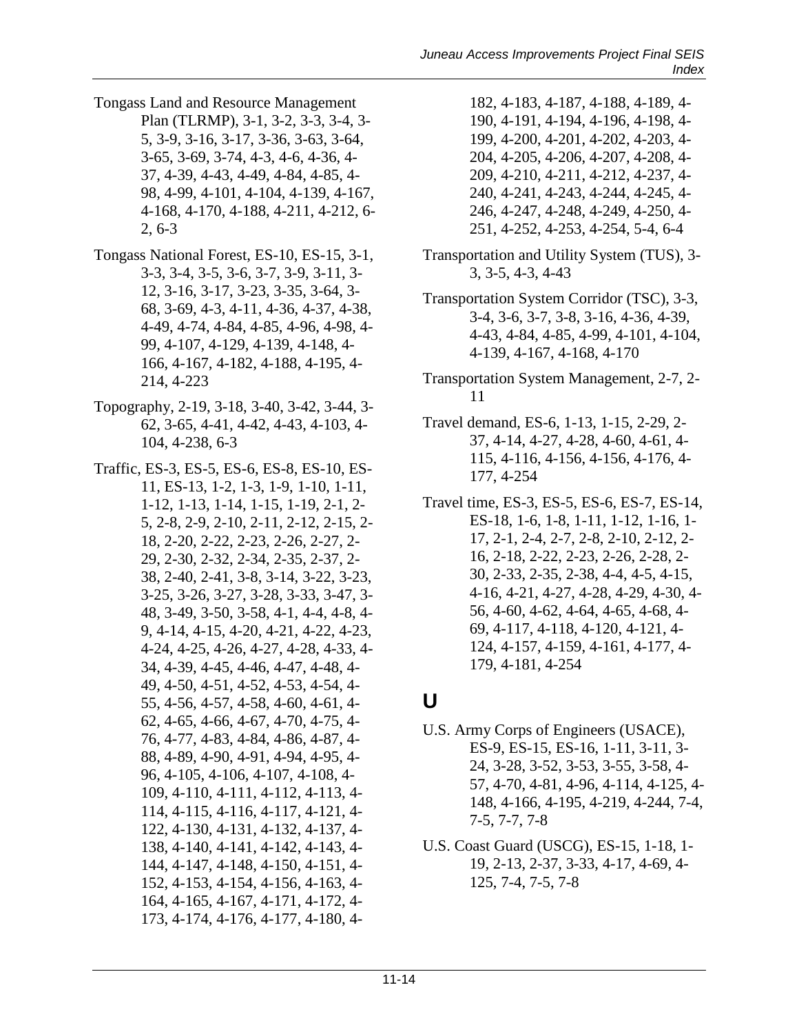Tongass Land and Resource Management Plan (TLRMP), 3-1, 3-2, 3-3, 3-4, 3-5, 3-9, 3-16, 3-17, 3-36, 3-63, 3-64, 3-65, 3-69, 3-74, 4-3, 4-6, 4-36, 4-37, 4-39, 4-43, 4-49, 4-84, 4-85, 4-98, 4-99, 4-101, 4-104, 4-139, 4-167, 4-168, 4-170, 4-188, 4-211, 4-212, 6-2, 6-3

Tongass National Forest, ES-10, ES-15, 3-1, 3-3, 3-4, 3-5, 3-6, 3-7, 3-9, 3-11, 3-12, 3-16, 3-17, 3-23, 3-35, 3-64, 3-68, 3-69, 4-3, 4-11, 4-36, 4-37, 4-38, 4-49, 4-74, 4-84, 4-85, 4-96, 4-98, 4-99, 4-107, 4-129, 4-139, 4-148, 4-166, 4-167, 4-182, 4-188, 4-195, 4-214, 4-223

Topography, 2-19, 3-18, 3-40, 3-42, 3-44, 3-62, 3-65, 4-41, 4-42, 4-43, 4-103, 4-104, 4-238, 6-3

Traffic, ES-3, ES-5, ES-6, ES-8, ES-10, ES-11, ES-13, 1-2, 1-3, 1-9, 1-10, 1-11, 1-12, 1-13, 1-14, 1-15, 1-19, 2-1, 2-5, 2-8, 2-9, 2-10, 2-11, 2-12, 2-15, 2-18, 2-20, 2-22, 2-23, 2-26, 2-27, 2-29, 2-30, 2-32, 2-34, 2-35, 2-37, 2-38, 2-40, 2-41, 3-8, 3-14, 3-22, 3-23, 3-25, 3-26, 3-27, 3-28, 3-33, 3-47, 3-48, 3-49, 3-50, 3-58, 4-1, 4-4, 4-8, 4-9, 4-14, 4-15, 4-20, 4-21, 4-22, 4-23, 4-24, 4-25, 4-26, 4-27, 4-28, 4-33, 4-34, 4-39, 4-45, 4-46, 4-47, 4-48, 4-49, 4-50, 4-51, 4-52, 4-53, 4-54, 4-55, 4-56, 4-57, 4-58, 4-60, 4-61, 4-62, 4-65, 4-66, 4-67, 4-70, 4-75, 4-76, 4-77, 4-83, 4-84, 4-86, 4-87, 4-88, 4-89, 4-90, 4-91, 4-94, 4-95, 4-96, 4-105, 4-106, 4-107, 4-108, 4-109, 4-110, 4-111, 4-112, 4-113, 4-114, 4-115, 4-116, 4-117, 4-121, 4-122, 4-130, 4-131, 4-132, 4-137, 4-138, 4-140, 4-141, 4-142, 4-143, 4-144, 4-147, 4-148, 4-150, 4-151, 4-152, 4-153, 4-154, 4-156, 4-163, 4-164, 4-165, 4-167, 4-171, 4-172, 4-173, 4-174, 4-176, 4-177, 4-180, 4-182, 4-183, 4-187, 4-188, 4-189, 4-190, 4-191, 4-194, 4-196, 4-198, 4-199, 4-200, 4-201, 4-202, 4-203, 4-204, 4-205, 4-206, 4-207, 4-208, 4-209, 4-210, 4-211, 4-212, 4-237, 4-240, 4-241, 4-243, 4-244, 4-245, 4-246, 4-247, 4-248, 4-249, 4-250, 4-251, 4-252, 4-253, 4-254, 5-4, 6-4

Transportation and Utility System (TUS), 3-3, 3-5, 4-3, 4-43

Transportation System Corridor (TSC), 3-3, 3-4, 3-6, 3-7, 3-8, 3-16, 4-36, 4-39, 4-43, 4-84, 4-85, 4-99, 4-101, 4-104, 4-139, 4-167, 4-168, 4-170

Transportation System Management, 2-7, 2-11

Travel demand, ES-6, 1-13, 1-15, 2-29, 2-37, 4-14, 4-27, 4-28, 4-60, 4-61, 4-115, 4-116, 4-156, 4-156, 4-176, 4-177, 4-254

Travel time, ES-3, ES-5, ES-6, ES-7, ES-14, ES-18, 1-6, 1-8, 1-11, 1-12, 1-16, 1-17, 2-1, 2-4, 2-7, 2-8, 2-10, 2-12, 2-16, 2-18, 2-22, 2-23, 2-26, 2-28, 2-30, 2-33, 2-35, 2-38, 4-4, 4-5, 4-15, 4-16, 4-21, 4-27, 4-28, 4-29, 4-30, 4-56, 4-60, 4-62, 4-64, 4-65, 4-68, 4-69, 4-117, 4-118, 4-120, 4-121, 4-124, 4-157, 4-159, 4-161, 4-177, 4-179, 4-181, 4-254

## U

U.S. Army Corps of Engineers (USACE), ES-9, ES-15, ES-16, 1-11, 3-11, 3-24, 3-28, 3-52, 3-53, 3-55, 3-58, 4-57, 4-70, 4-81, 4-96, 4-114, 4-125, 4-148, 4-166, 4-195, 4-219, 4-244, 7-4, 7-5, 7-7, 7-8

U.S. Coast Guard (USCG), ES-15, 1-18, 1-19, 2-13, 2-37, 3-33, 4-17, 4-69, 4-125, 7-4, 7-5, 7-8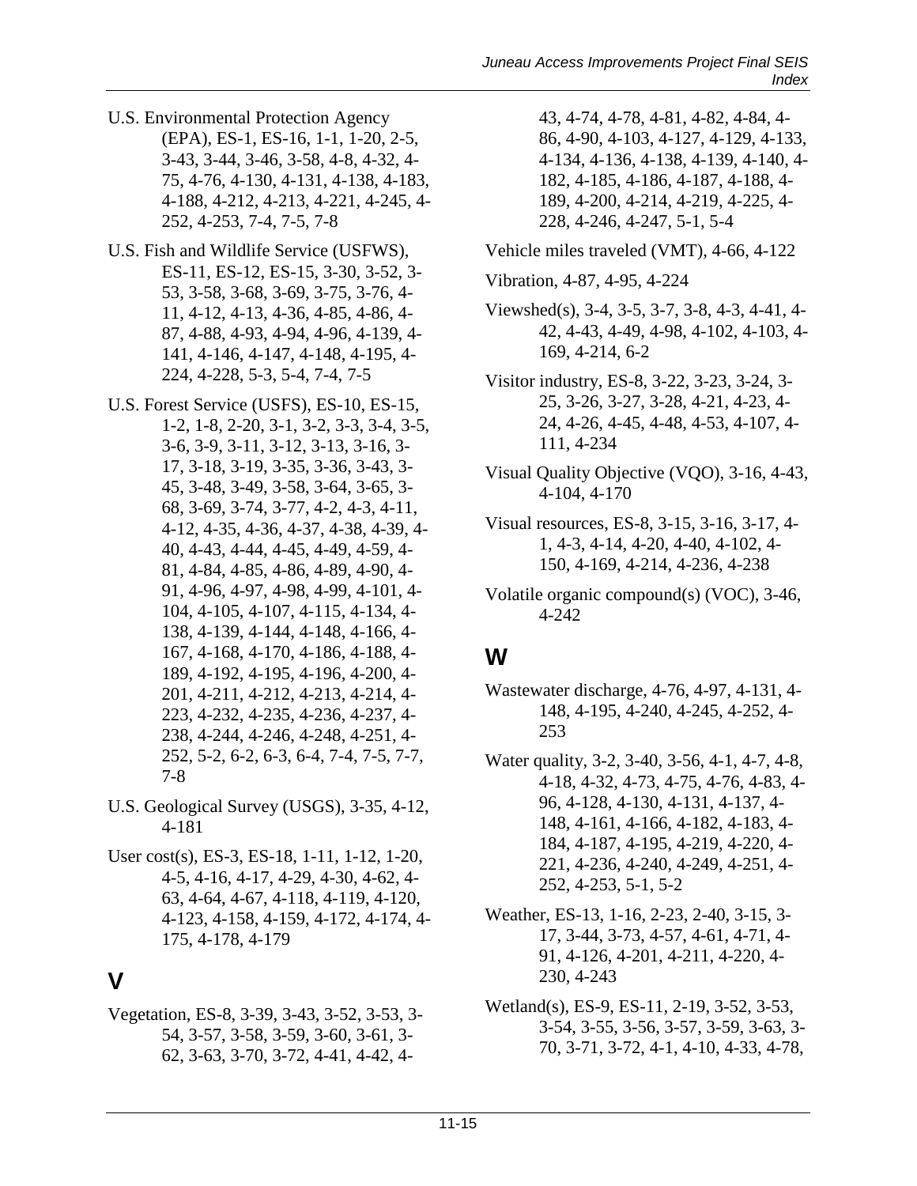U.S. Environmental Protection Agency (EPA), ES-1, ES-16, 1-1, 1-20, 2-5, 3-43, 3-44, 3-46, 3-58, 4-8, 4-32, 4-75, 4-76, 4-130, 4-131, 4-138, 4-183, 4-188, 4-212, 4-213, 4-221, 4-245, 4-252, 4-253, 7-4, 7-5, 7-8

U.S. Fish and Wildlife Service (USFWS), ES-11, ES-12, ES-15, 3-30, 3-52, 3-53, 3-58, 3-68, 3-69, 3-75, 3-76, 4-11, 4-12, 4-13, 4-36, 4-85, 4-86, 4-87, 4-88, 4-93, 4-94, 4-96, 4-139, 4-141, 4-146, 4-147, 4-148, 4-195, 4-224, 4-228, 5-3, 5-4, 7-4, 7-5

U.S. Forest Service (USFS), ES-10, ES-15, 1-2, 1-8, 2-20, 3-1, 3-2, 3-3, 3-4, 3-5, 3-6, 3-9, 3-11, 3-12, 3-13, 3-16, 3-17, 3-18, 3-19, 3-35, 3-36, 3-43, 3-45, 3-48, 3-49, 3-58, 3-64, 3-65, 3-68, 3-69, 3-74, 3-77, 4-2, 4-3, 4-11, 4-12, 4-35, 4-36, 4-37, 4-38, 4-39, 4-40, 4-43, 4-44, 4-45, 4-49, 4-59, 4-81, 4-84, 4-85, 4-86, 4-89, 4-90, 4-91, 4-96, 4-97, 4-98, 4-99, 4-101, 4-104, 4-105, 4-107, 4-115, 4-134, 4-138, 4-139, 4-144, 4-148, 4-166, 4-167, 4-168, 4-170, 4-186, 4-188, 4-189, 4-192, 4-195, 4-196, 4-200, 4-201, 4-211, 4-212, 4-213, 4-214, 4-223, 4-232, 4-235, 4-236, 4-237, 4-238, 4-244, 4-246, 4-248, 4-251, 4-252, 5-2, 6-2, 6-3, 6-4, 7-4, 7-5, 7-7, 7-8

U.S. Geological Survey (USGS), 3-35, 4-12, 4-181

User cost(s), ES-3, ES-18, 1-11, 1-12, 1-20, 4-5, 4-16, 4-17, 4-29, 4-30, 4-62, 4-63, 4-64, 4-67, 4-118, 4-119, 4-120, 4-123, 4-158, 4-159, 4-172, 4-174, 4-175, 4-178, 4-179

## V

Vegetation, ES-8, 3-39, 3-43, 3-52, 3-53, 3-54, 3-57, 3-58, 3-59, 3-60, 3-61, 3-62, 3-63, 3-70, 3-72, 4-41, 4-42, 4-43, 4-74, 4-78, 4-81, 4-82, 4-84, 4-86, 4-90, 4-103, 4-127, 4-129, 4-133, 4-134, 4-136, 4-138, 4-139, 4-140, 4-182, 4-185, 4-186, 4-187, 4-188, 4-189, 4-200, 4-214, 4-219, 4-225, 4-228, 4-246, 4-247, 5-1, 5-4

Vehicle miles traveled (VMT), 4-66, 4-122

Vibration, 4-87, 4-95, 4-224

Viewshed(s), 3-4, 3-5, 3-7, 3-8, 4-3, 4-41, 4-42, 4-43, 4-49, 4-98, 4-102, 4-103, 4-169, 4-214, 6-2

Visitor industry, ES-8, 3-22, 3-23, 3-24, 3-25, 3-26, 3-27, 3-28, 4-21, 4-23, 4-24, 4-26, 4-45, 4-48, 4-53, 4-107, 4-111, 4-234

Visual Quality Objective (VQO), 3-16, 4-43, 4-104, 4-170

Visual resources, ES-8, 3-15, 3-16, 3-17, 4-1, 4-3, 4-14, 4-20, 4-40, 4-102, 4-150, 4-169, 4-214, 4-236, 4-238

Volatile organic compound(s) (VOC), 3-46, 4-242

## W

Wastewater discharge, 4-76, 4-97, 4-131, 4-148, 4-195, 4-240, 4-245, 4-252, 4-253

Water quality, 3-2, 3-40, 3-56, 4-1, 4-7, 4-8, 4-18, 4-32, 4-73, 4-75, 4-76, 4-83, 4-96, 4-128, 4-130, 4-131, 4-137, 4-148, 4-161, 4-166, 4-182, 4-183, 4-184, 4-187, 4-195, 4-219, 4-220, 4-221, 4-236, 4-240, 4-249, 4-251, 4-252, 4-253, 5-1, 5-2

Weather, ES-13, 1-16, 2-23, 2-40, 3-15, 3-17, 3-44, 3-73, 4-57, 4-61, 4-71, 4-91, 4-126, 4-201, 4-211, 4-220, 4-230, 4-243

Wetland(s), ES-9, ES-11, 2-19, 3-52, 3-53, 3-54, 3-55, 3-56, 3-57, 3-59, 3-63, 3-70, 3-71, 3-72, 4-1, 4-10, 4-33, 4-78,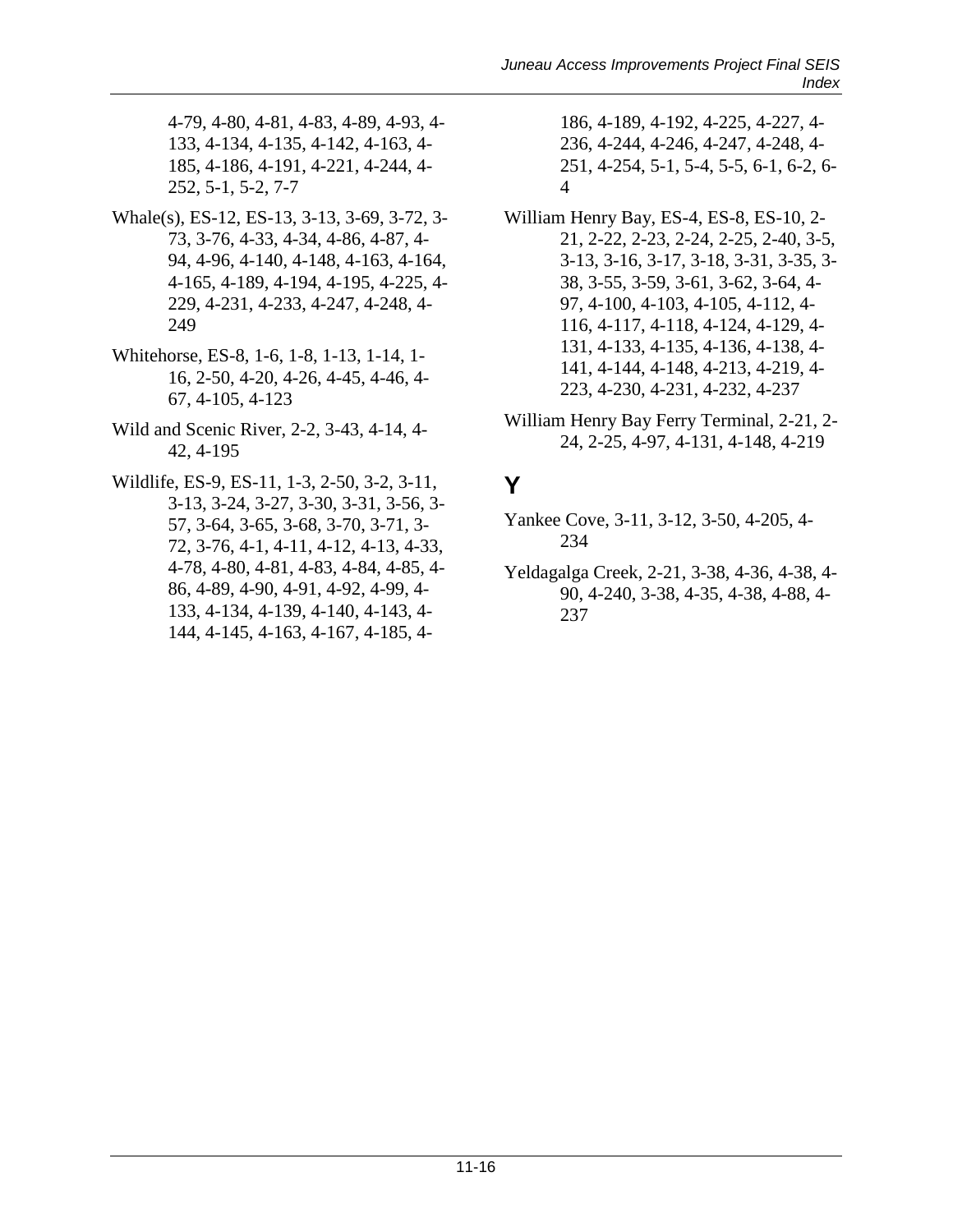4-79, 4-80, 4-81, 4-83, 4-89, 4-93, 4-133, 4-134, 4-135, 4-142, 4-163, 4-185, 4-186, 4-191, 4-221, 4-244, 4-252, 5-1, 5-2, 7-7

Whale(s), ES-12, ES-13, 3-13, 3-69, 3-72, 3-73, 3-76, 4-33, 4-34, 4-86, 4-87, 4-94, 4-96, 4-140, 4-148, 4-163, 4-164, 4-165, 4-189, 4-194, 4-195, 4-225, 4-229, 4-231, 4-233, 4-247, 4-248, 4-249

Whitehorse, ES-8, 1-6, 1-8, 1-13, 1-14, 1-16, 2-50, 4-20, 4-26, 4-45, 4-46, 4-67, 4-105, 4-123

Wild and Scenic River, 2-2, 3-43, 4-14, 4-42, 4-195

Wildlife, ES-9, ES-11, 1-3, 2-50, 3-2, 3-11, 3-13, 3-24, 3-27, 3-30, 3-31, 3-56, 3-57, 3-64, 3-65, 3-68, 3-70, 3-71, 3-72, 3-76, 4-1, 4-11, 4-12, 4-13, 4-33, 4-78, 4-80, 4-81, 4-83, 4-84, 4-85, 4-86, 4-89, 4-90, 4-91, 4-92, 4-99, 4-133, 4-134, 4-139, 4-140, 4-143, 4-144, 4-145, 4-163, 4-167, 4-185, 4-186, 4-189, 4-192, 4-225, 4-227, 4-236, 4-244, 4-246, 4-247, 4-248, 4-251, 4-254, 5-1, 5-4, 5-5, 6-1, 6-2, 6-4

William Henry Bay, ES-4, ES-8, ES-10, 2-21, 2-22, 2-23, 2-24, 2-25, 2-40, 3-5, 3-13, 3-16, 3-17, 3-18, 3-31, 3-35, 3-38, 3-55, 3-59, 3-61, 3-62, 3-64, 4-97, 4-100, 4-103, 4-105, 4-112, 4-116, 4-117, 4-118, 4-124, 4-129, 4-131, 4-133, 4-135, 4-136, 4-138, 4-141, 4-144, 4-148, 4-213, 4-219, 4-223, 4-230, 4-231, 4-232, 4-237

William Henry Bay Ferry Terminal, 2-21, 2-24, 2-25, 4-97, 4-131, 4-148, 4-219

## Y

Yankee Cove, 3-11, 3-12, 3-50, 4-205, 4-234

Yeldagalga Creek, 2-21, 3-38, 4-36, 4-38, 4-90, 4-240, 3-38, 4-35, 4-38, 4-88, 4-237